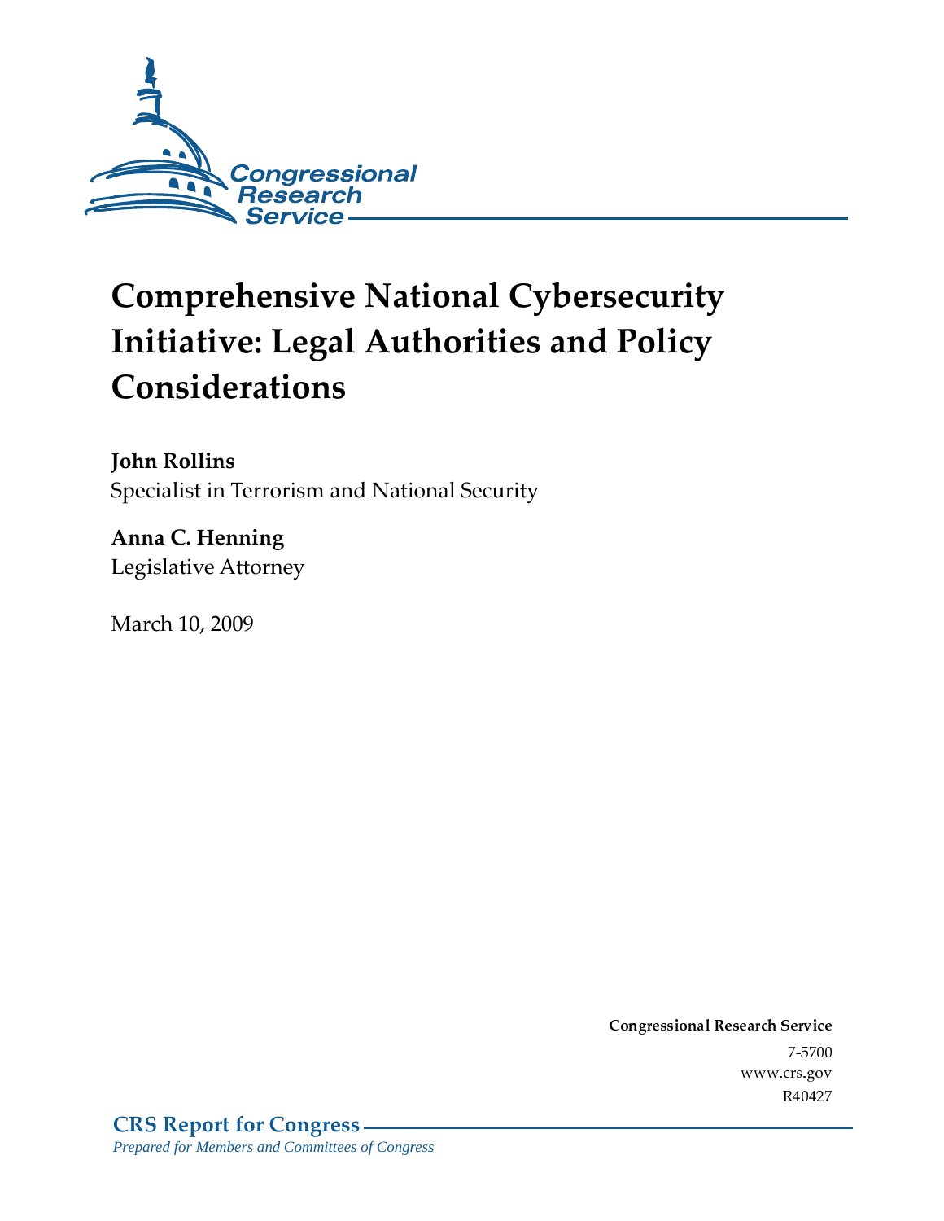Congressional Research Service

# Comprehensive National Cybersecurity Initiative: Legal Authorities and Policy Considerations

**John Rollins**
Specialist in Terrorism and National Security

**Anna C. Henning**
Legislative Attorney

March 10, 2009

**Congressional Research Service**
7-5700
www.crs.gov
R40427

**CRS Report for Congress**
*Prepared for Members and Committees of Congress*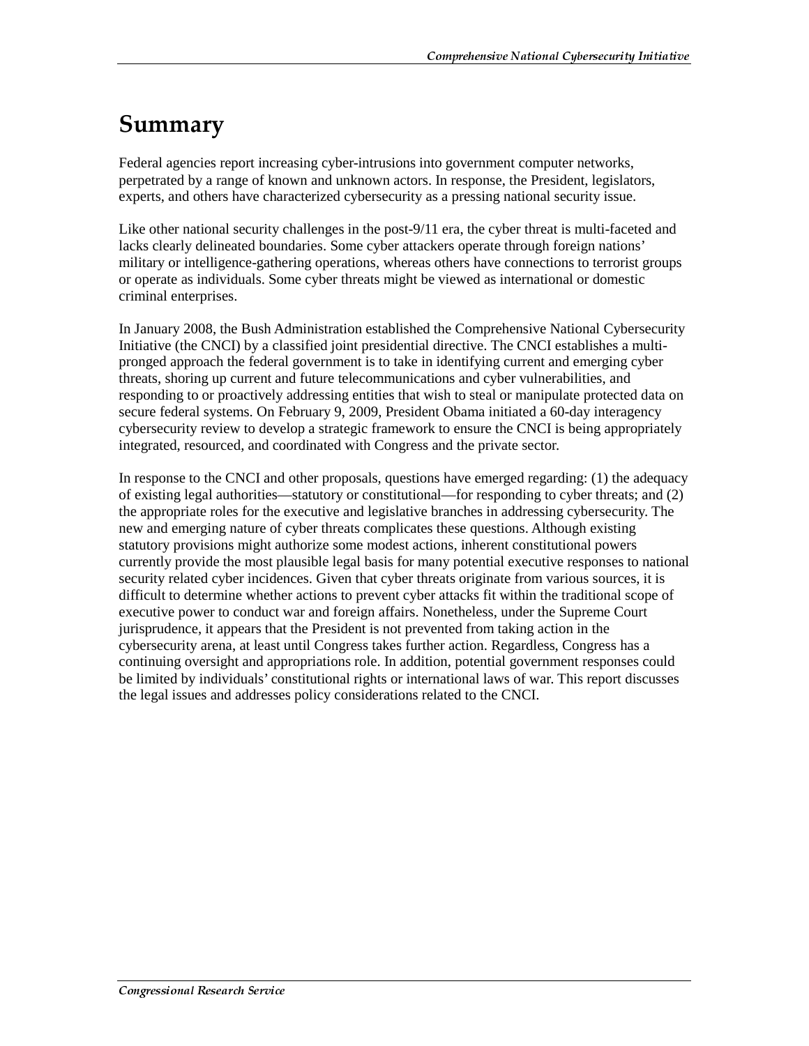# Summary

Federal agencies report increasing cyber-intrusions into government computer networks, perpetrated by a range of known and unknown actors. In response, the President, legislators, experts, and others have characterized cybersecurity as a pressing national security issue.

Like other national security challenges in the post-9/11 era, the cyber threat is multi-faceted and lacks clearly delineated boundaries. Some cyber attackers operate through foreign nations' military or intelligence-gathering operations, whereas others have connections to terrorist groups or operate as individuals. Some cyber threats might be viewed as international or domestic criminal enterprises.

In January 2008, the Bush Administration established the Comprehensive National Cybersecurity Initiative (the CNCI) by a classified joint presidential directive. The CNCI establishes a multi-pronged approach the federal government is to take in identifying current and emerging cyber threats, shoring up current and future telecommunications and cyber vulnerabilities, and responding to or proactively addressing entities that wish to steal or manipulate protected data on secure federal systems. On February 9, 2009, President Obama initiated a 60-day interagency cybersecurity review to develop a strategic framework to ensure the CNCI is being appropriately integrated, resourced, and coordinated with Congress and the private sector.

In response to the CNCI and other proposals, questions have emerged regarding: (1) the adequacy of existing legal authorities—statutory or constitutional—for responding to cyber threats; and (2) the appropriate roles for the executive and legislative branches in addressing cybersecurity. The new and emerging nature of cyber threats complicates these questions. Although existing statutory provisions might authorize some modest actions, inherent constitutional powers currently provide the most plausible legal basis for many potential executive responses to national security related cyber incidences. Given that cyber threats originate from various sources, it is difficult to determine whether actions to prevent cyber attacks fit within the traditional scope of executive power to conduct war and foreign affairs. Nonetheless, under the Supreme Court jurisprudence, it appears that the President is not prevented from taking action in the cybersecurity arena, at least until Congress takes further action. Regardless, Congress has a continuing oversight and appropriations role. In addition, potential government responses could be limited by individuals' constitutional rights or international laws of war. This report discusses the legal issues and addresses policy considerations related to the CNCI.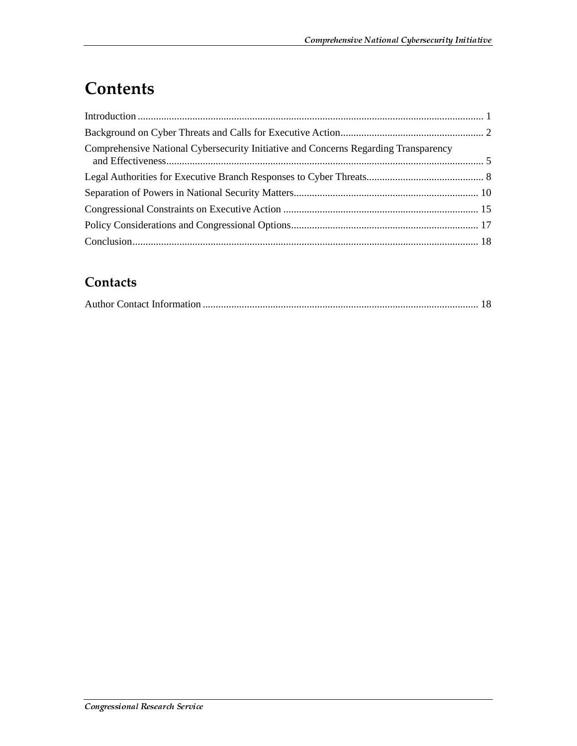# Contents

Introduction ..................................................................................................................................... 1

Background on Cyber Threats and Calls for Executive Action....................................................... 2

Comprehensive National Cybersecurity Initiative and Concerns Regarding Transparency and Effectiveness.......................................................................................................................... 5

Legal Authorities for Executive Branch Responses to Cyber Threats............................................. 8

Separation of Powers in National Security Matters....................................................................... 10

Congressional Constraints on Executive Action ........................................................................... 15

Policy Considerations and Congressional Options........................................................................ 17

Conclusion..................................................................................................................................... 18

## Contacts

Author Contact Information .......................................................................................................... 18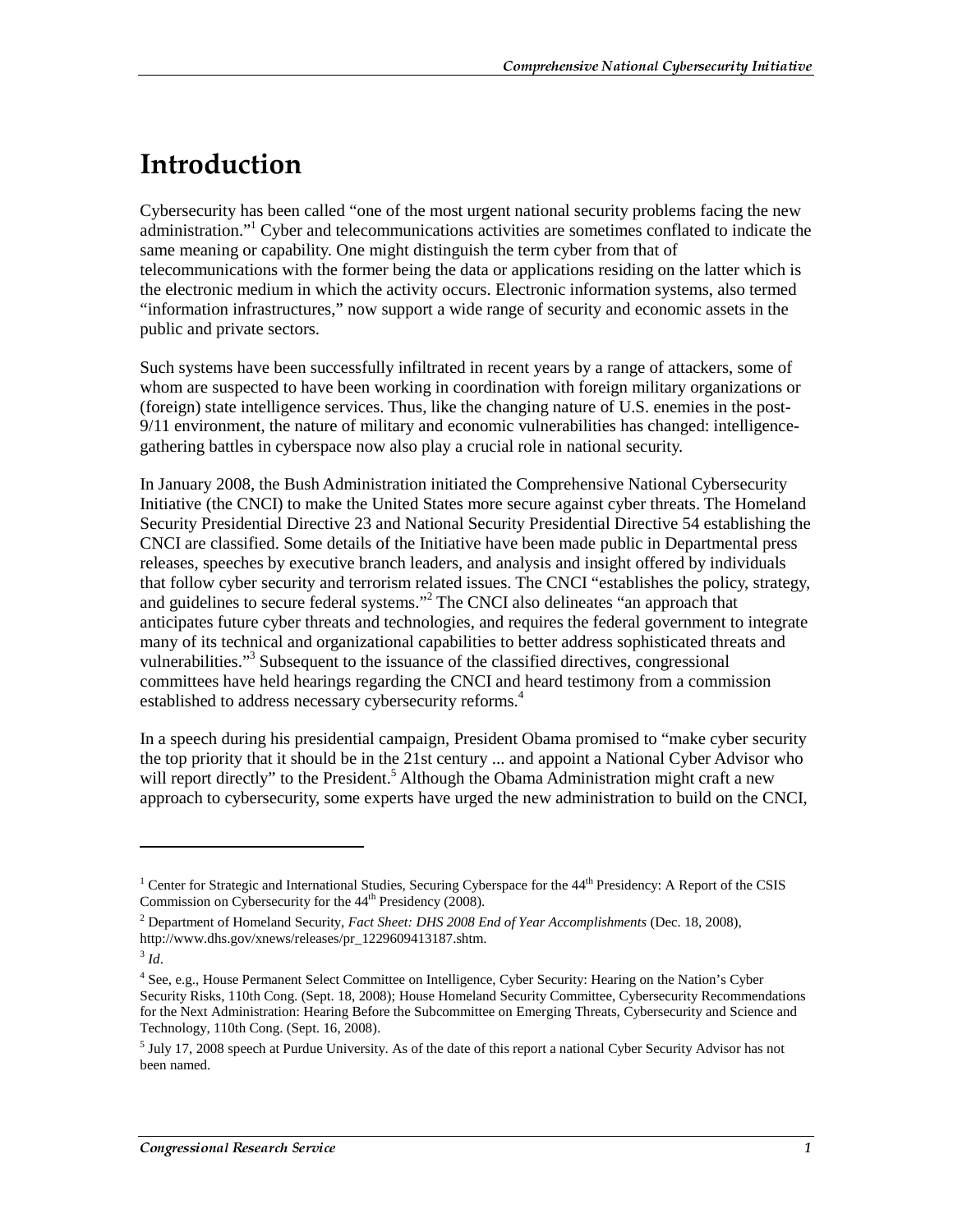# Introduction

Cybersecurity has been called "one of the most urgent national security problems facing the new administration."[1] Cyber and telecommunications activities are sometimes conflated to indicate the same meaning or capability. One might distinguish the term cyber from that of telecommunications with the former being the data or applications residing on the latter which is the electronic medium in which the activity occurs. Electronic information systems, also termed "information infrastructures," now support a wide range of security and economic assets in the public and private sectors.

Such systems have been successfully infiltrated in recent years by a range of attackers, some of whom are suspected to have been working in coordination with foreign military organizations or (foreign) state intelligence services. Thus, like the changing nature of U.S. enemies in the post-9/11 environment, the nature of military and economic vulnerabilities has changed: intelligence-gathering battles in cyberspace now also play a crucial role in national security.

In January 2008, the Bush Administration initiated the Comprehensive National Cybersecurity Initiative (the CNCI) to make the United States more secure against cyber threats. The Homeland Security Presidential Directive 23 and National Security Presidential Directive 54 establishing the CNCI are classified. Some details of the Initiative have been made public in Departmental press releases, speeches by executive branch leaders, and analysis and insight offered by individuals that follow cyber security and terrorism related issues. The CNCI "establishes the policy, strategy, and guidelines to secure federal systems."[2] The CNCI also delineates "an approach that anticipates future cyber threats and technologies, and requires the federal government to integrate many of its technical and organizational capabilities to better address sophisticated threats and vulnerabilities."[3] Subsequent to the issuance of the classified directives, congressional committees have held hearings regarding the CNCI and heard testimony from a commission established to address necessary cybersecurity reforms.[4]

In a speech during his presidential campaign, President Obama promised to "make cyber security the top priority that it should be in the 21st century ... and appoint a National Cyber Advisor who will report directly" to the President.[5] Although the Obama Administration might craft a new approach to cybersecurity, some experts have urged the new administration to build on the CNCI,

---

[1] Center for Strategic and International Studies, Securing Cyberspace for the 44th Presidency: A Report of the CSIS Commission on Cybersecurity for the 44th Presidency (2008).

[2] Department of Homeland Security, *Fact Sheet: DHS 2008 End of Year Accomplishments* (Dec. 18, 2008), http://www.dhs.gov/xnews/releases/pr_1229609413187.shtm.

[3] *Id*.

[4] See, e.g., House Permanent Select Committee on Intelligence, Cyber Security: Hearing on the Nation's Cyber Security Risks, 110th Cong. (Sept. 18, 2008); House Homeland Security Committee, Cybersecurity Recommendations for the Next Administration: Hearing Before the Subcommittee on Emerging Threats, Cybersecurity and Science and Technology, 110th Cong. (Sept. 16, 2008).

[5] July 17, 2008 speech at Purdue University. As of the date of this report a national Cyber Security Advisor has not been named.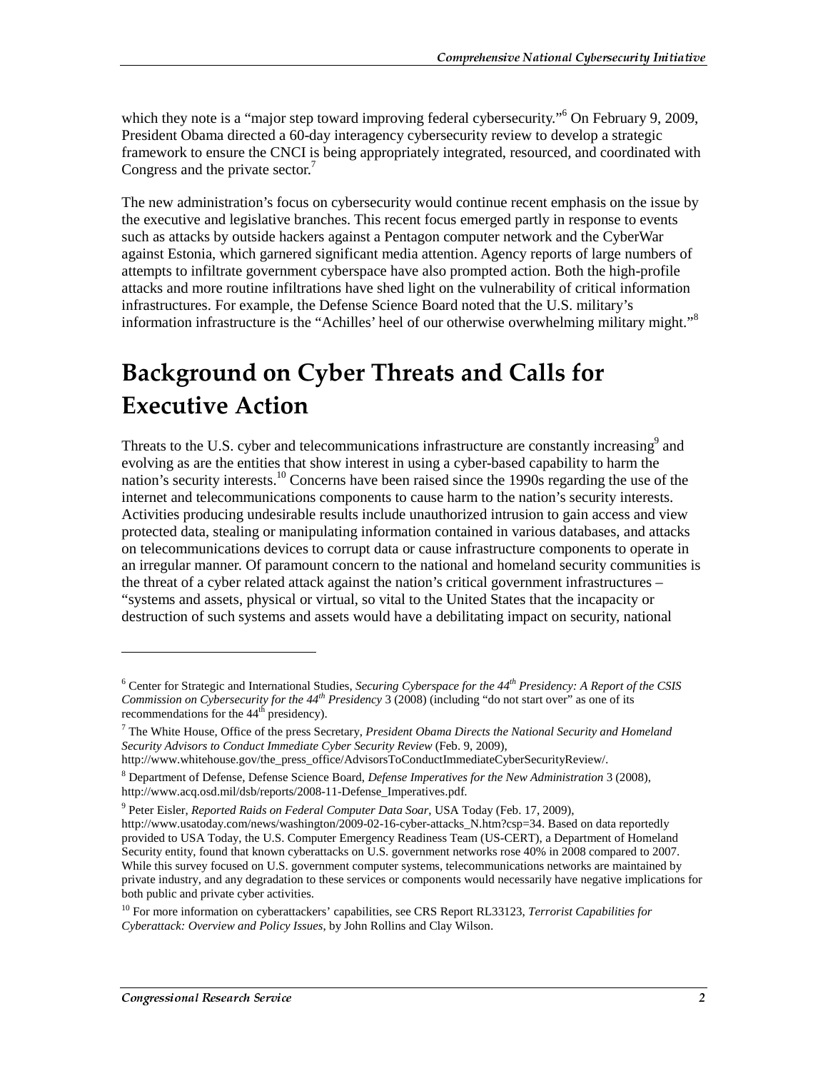which they note is a "major step toward improving federal cybersecurity."[6] On February 9, 2009, President Obama directed a 60-day interagency cybersecurity review to develop a strategic framework to ensure the CNCI is being appropriately integrated, resourced, and coordinated with Congress and the private sector.[7]

The new administration's focus on cybersecurity would continue recent emphasis on the issue by the executive and legislative branches. This recent focus emerged partly in response to events such as attacks by outside hackers against a Pentagon computer network and the CyberWar against Estonia, which garnered significant media attention. Agency reports of large numbers of attempts to infiltrate government cyberspace have also prompted action. Both the high-profile attacks and more routine infiltrations have shed light on the vulnerability of critical information infrastructures. For example, the Defense Science Board noted that the U.S. military's information infrastructure is the "Achilles' heel of our otherwise overwhelming military might."[8]

# Background on Cyber Threats and Calls for Executive Action

Threats to the U.S. cyber and telecommunications infrastructure are constantly increasing[9] and evolving as are the entities that show interest in using a cyber-based capability to harm the nation's security interests.[10] Concerns have been raised since the 1990s regarding the use of the internet and telecommunications components to cause harm to the nation's security interests. Activities producing undesirable results include unauthorized intrusion to gain access and view protected data, stealing or manipulating information contained in various databases, and attacks on telecommunications devices to corrupt data or cause infrastructure components to operate in an irregular manner. Of paramount concern to the national and homeland security communities is the threat of a cyber related attack against the nation's critical government infrastructures – "systems and assets, physical or virtual, so vital to the United States that the incapacity or destruction of such systems and assets would have a debilitating impact on security, national

---

[6] Center for Strategic and International Studies, *Securing Cyberspace for the 44th Presidency: A Report of the CSIS Commission on Cybersecurity for the 44th Presidency* 3 (2008) (including "do not start over" as one of its recommendations for the 44th presidency).

[7] The White House, Office of the press Secretary, *President Obama Directs the National Security and Homeland Security Advisors to Conduct Immediate Cyber Security Review* (Feb. 9, 2009), http://www.whitehouse.gov/the_press_office/AdvisorsToConductImmediateCyberSecurityReview/.

[8] Department of Defense, Defense Science Board, *Defense Imperatives for the New Administration* 3 (2008), http://www.acq.osd.mil/dsb/reports/2008-11-Defense_Imperatives.pdf.

[9] Peter Eisler, *Reported Raids on Federal Computer Data Soar*, USA Today (Feb. 17, 2009), http://www.usatoday.com/news/washington/2009-02-16-cyber-attacks_N.htm?csp=34. Based on data reportedly provided to USA Today, the U.S. Computer Emergency Readiness Team (US-CERT), a Department of Homeland Security entity, found that known cyberattacks on U.S. government networks rose 40% in 2008 compared to 2007. While this survey focused on U.S. government computer systems, telecommunications networks are maintained by private industry, and any degradation to these services or components would necessarily have negative implications for both public and private cyber activities.

[10] For more information on cyberattackers' capabilities, see CRS Report RL33123, *Terrorist Capabilities for Cyberattack: Overview and Policy Issues*, by John Rollins and Clay Wilson.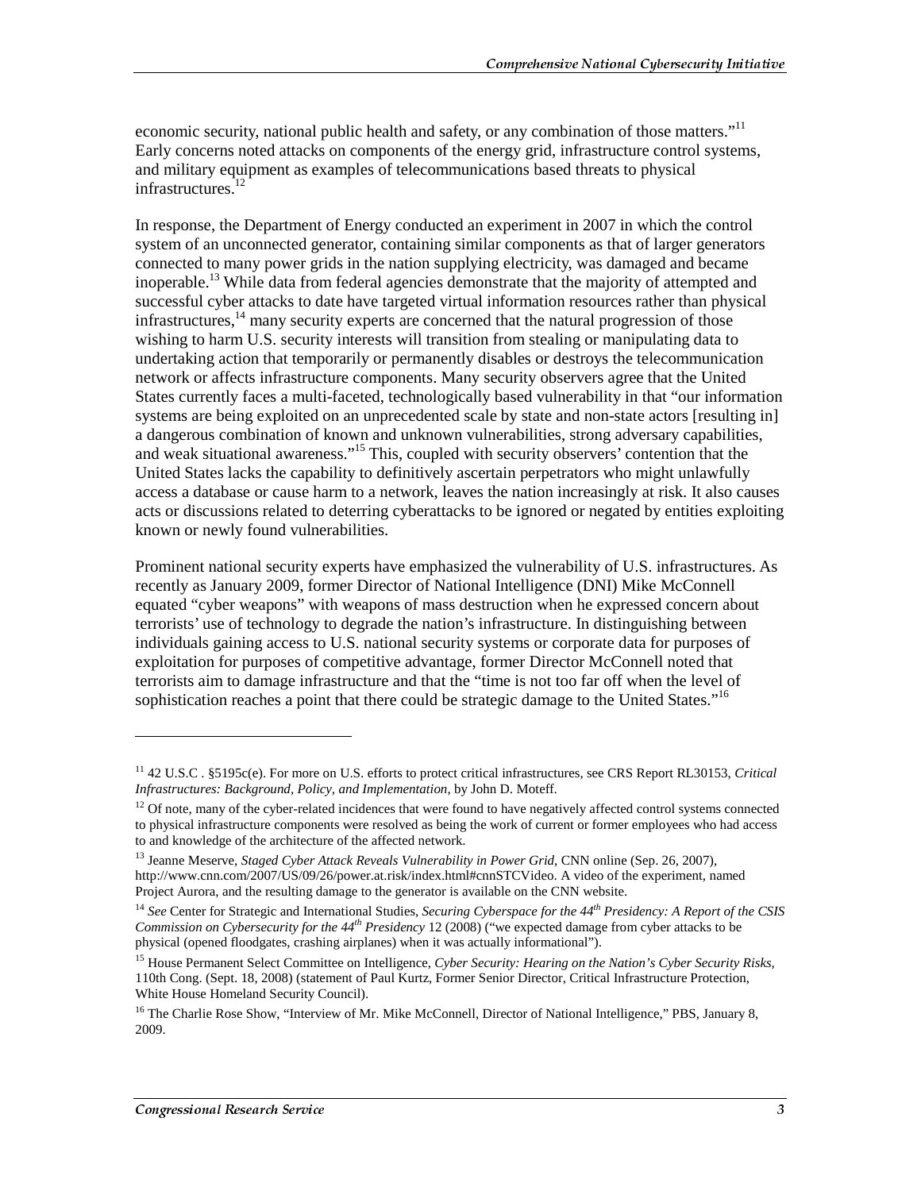economic security, national public health and safety, or any combination of those matters."[11] Early concerns noted attacks on components of the energy grid, infrastructure control systems, and military equipment as examples of telecommunications based threats to physical infrastructures.[12]

In response, the Department of Energy conducted an experiment in 2007 in which the control system of an unconnected generator, containing similar components as that of larger generators connected to many power grids in the nation supplying electricity, was damaged and became inoperable.[13] While data from federal agencies demonstrate that the majority of attempted and successful cyber attacks to date have targeted virtual information resources rather than physical infrastructures,[14] many security experts are concerned that the natural progression of those wishing to harm U.S. security interests will transition from stealing or manipulating data to undertaking action that temporarily or permanently disables or destroys the telecommunication network or affects infrastructure components. Many security observers agree that the United States currently faces a multi-faceted, technologically based vulnerability in that "our information systems are being exploited on an unprecedented scale by state and non-state actors [resulting in] a dangerous combination of known and unknown vulnerabilities, strong adversary capabilities, and weak situational awareness."[15] This, coupled with security observers' contention that the United States lacks the capability to definitively ascertain perpetrators who might unlawfully access a database or cause harm to a network, leaves the nation increasingly at risk. It also causes acts or discussions related to deterring cyberattacks to be ignored or negated by entities exploiting known or newly found vulnerabilities.

Prominent national security experts have emphasized the vulnerability of U.S. infrastructures. As recently as January 2009, former Director of National Intelligence (DNI) Mike McConnell equated "cyber weapons" with weapons of mass destruction when he expressed concern about terrorists' use of technology to degrade the nation's infrastructure. In distinguishing between individuals gaining access to U.S. national security systems or corporate data for purposes of exploitation for purposes of competitive advantage, former Director McConnell noted that terrorists aim to damage infrastructure and that the "time is not too far off when the level of sophistication reaches a point that there could be strategic damage to the United States."[16]

---

[11] 42 U.S.C . §5195c(e). For more on U.S. efforts to protect critical infrastructures, see CRS Report RL30153, *Critical Infrastructures: Background, Policy, and Implementation*, by John D. Moteff.

[12] Of note, many of the cyber-related incidences that were found to have negatively affected control systems connected to physical infrastructure components were resolved as being the work of current or former employees who had access to and knowledge of the architecture of the affected network.

[13] Jeanne Meserve, *Staged Cyber Attack Reveals Vulnerability in Power Grid*, CNN online (Sep. 26, 2007), http://www.cnn.com/2007/US/09/26/power.at.risk/index.html#cnnSTCVideo. A video of the experiment, named Project Aurora, and the resulting damage to the generator is available on the CNN website.

[14] *See* Center for Strategic and International Studies, *Securing Cyberspace for the 44th Presidency: A Report of the CSIS Commission on Cybersecurity for the 44th Presidency* 12 (2008) ("we expected damage from cyber attacks to be physical (opened floodgates, crashing airplanes) when it was actually informational").

[15] House Permanent Select Committee on Intelligence, *Cyber Security: Hearing on the Nation's Cyber Security Risks*, 110th Cong. (Sept. 18, 2008) (statement of Paul Kurtz, Former Senior Director, Critical Infrastructure Protection, White House Homeland Security Council).

[16] The Charlie Rose Show, "Interview of Mr. Mike McConnell, Director of National Intelligence," PBS, January 8, 2009.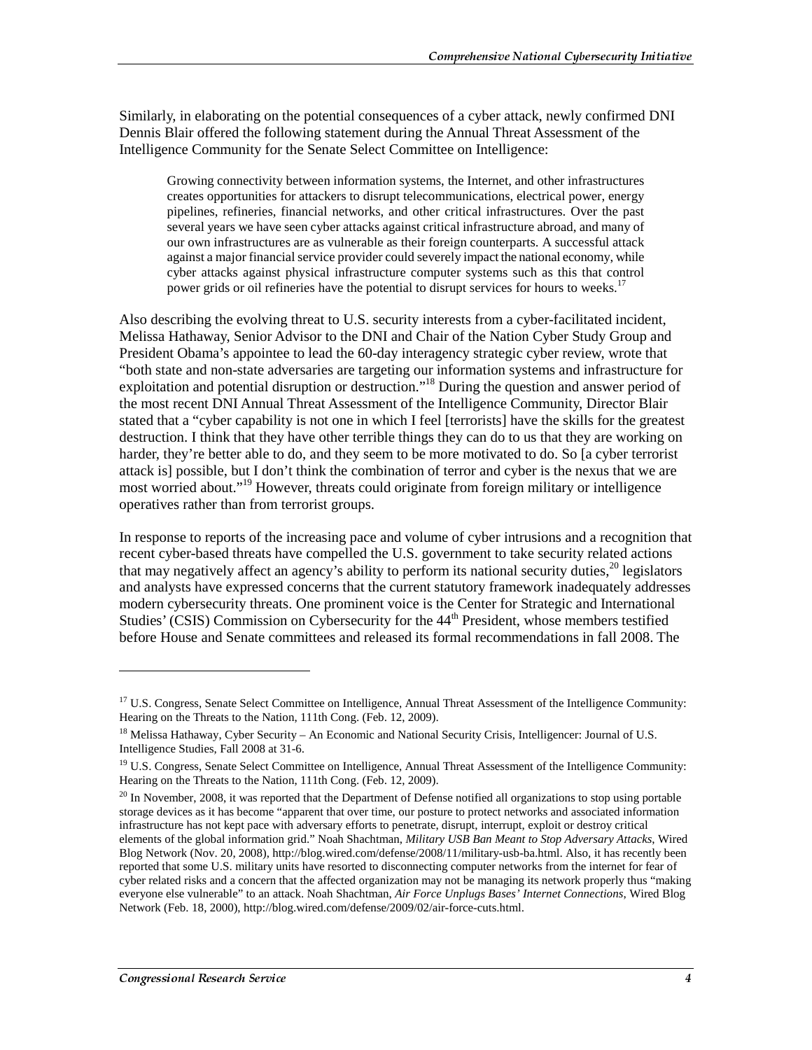Similarly, in elaborating on the potential consequences of a cyber attack, newly confirmed DNI Dennis Blair offered the following statement during the Annual Threat Assessment of the Intelligence Community for the Senate Select Committee on Intelligence:

> Growing connectivity between information systems, the Internet, and other infrastructures creates opportunities for attackers to disrupt telecommunications, electrical power, energy pipelines, refineries, financial networks, and other critical infrastructures. Over the past several years we have seen cyber attacks against critical infrastructure abroad, and many of our own infrastructures are as vulnerable as their foreign counterparts. A successful attack against a major financial service provider could severely impact the national economy, while cyber attacks against physical infrastructure computer systems such as this that control power grids or oil refineries have the potential to disrupt services for hours to weeks.[17]

Also describing the evolving threat to U.S. security interests from a cyber-facilitated incident, Melissa Hathaway, Senior Advisor to the DNI and Chair of the Nation Cyber Study Group and President Obama's appointee to lead the 60-day interagency strategic cyber review, wrote that "both state and non-state adversaries are targeting our information systems and infrastructure for exploitation and potential disruption or destruction."[18] During the question and answer period of the most recent DNI Annual Threat Assessment of the Intelligence Community, Director Blair stated that a "cyber capability is not one in which I feel [terrorists] have the skills for the greatest destruction. I think that they have other terrible things they can do to us that they are working on harder, they're better able to do, and they seem to be more motivated to do. So [a cyber terrorist attack is] possible, but I don't think the combination of terror and cyber is the nexus that we are most worried about."[19] However, threats could originate from foreign military or intelligence operatives rather than from terrorist groups.

In response to reports of the increasing pace and volume of cyber intrusions and a recognition that recent cyber-based threats have compelled the U.S. government to take security related actions that may negatively affect an agency's ability to perform its national security duties,[20] legislators and analysts have expressed concerns that the current statutory framework inadequately addresses modern cybersecurity threats. One prominent voice is the Center for Strategic and International Studies' (CSIS) Commission on Cybersecurity for the 44th President, whose members testified before House and Senate committees and released its formal recommendations in fall 2008. The

---

[17] U.S. Congress, Senate Select Committee on Intelligence, Annual Threat Assessment of the Intelligence Community: Hearing on the Threats to the Nation, 111th Cong. (Feb. 12, 2009).

[18] Melissa Hathaway, Cyber Security – An Economic and National Security Crisis, Intelligencer: Journal of U.S. Intelligence Studies, Fall 2008 at 31-6.

[19] U.S. Congress, Senate Select Committee on Intelligence, Annual Threat Assessment of the Intelligence Community: Hearing on the Threats to the Nation, 111th Cong. (Feb. 12, 2009).

[20] In November, 2008, it was reported that the Department of Defense notified all organizations to stop using portable storage devices as it has become "apparent that over time, our posture to protect networks and associated information infrastructure has not kept pace with adversary efforts to penetrate, disrupt, interrupt, exploit or destroy critical elements of the global information grid." Noah Shachtman, *Military USB Ban Meant to Stop Adversary Attacks*, Wired Blog Network (Nov. 20, 2008), http://blog.wired.com/defense/2008/11/military-usb-ba.html. Also, it has recently been reported that some U.S. military units have resorted to disconnecting computer networks from the internet for fear of cyber related risks and a concern that the affected organization may not be managing its network properly thus "making everyone else vulnerable" to an attack. Noah Shachtman, *Air Force Unplugs Bases' Internet Connections*, Wired Blog Network (Feb. 18, 2000), http://blog.wired.com/defense/2009/02/air-force-cuts.html.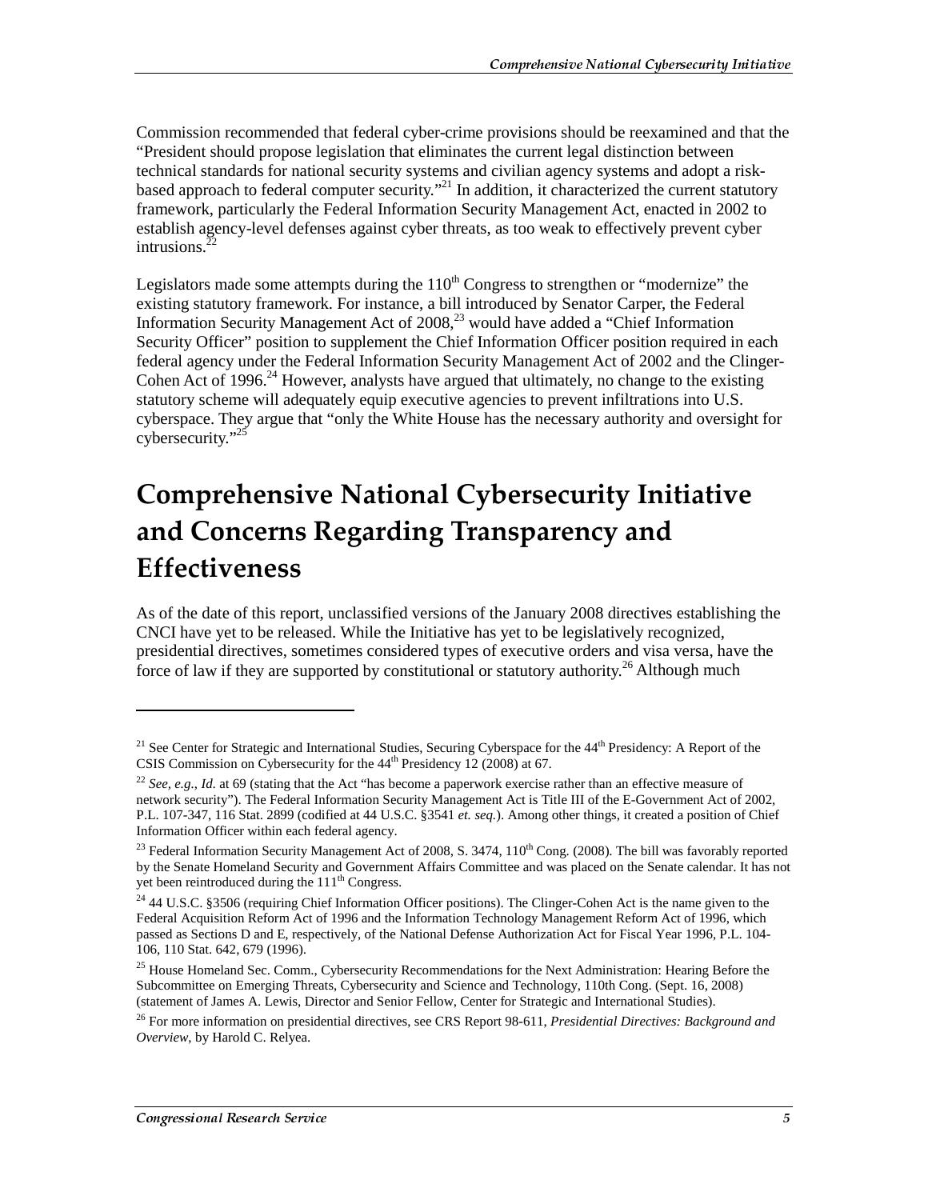Commission recommended that federal cyber-crime provisions should be reexamined and that the "President should propose legislation that eliminates the current legal distinction between technical standards for national security systems and civilian agency systems and adopt a risk-based approach to federal computer security."[21] In addition, it characterized the current statutory framework, particularly the Federal Information Security Management Act, enacted in 2002 to establish agency-level defenses against cyber threats, as too weak to effectively prevent cyber intrusions.[22]

Legislators made some attempts during the 110th Congress to strengthen or "modernize" the existing statutory framework. For instance, a bill introduced by Senator Carper, the Federal Information Security Management Act of 2008,[23] would have added a "Chief Information Security Officer" position to supplement the Chief Information Officer position required in each federal agency under the Federal Information Security Management Act of 2002 and the Clinger-Cohen Act of 1996.[24] However, analysts have argued that ultimately, no change to the existing statutory scheme will adequately equip executive agencies to prevent infiltrations into U.S. cyberspace. They argue that "only the White House has the necessary authority and oversight for cybersecurity."[25]

# Comprehensive National Cybersecurity Initiative and Concerns Regarding Transparency and Effectiveness

As of the date of this report, unclassified versions of the January 2008 directives establishing the CNCI have yet to be released. While the Initiative has yet to be legislatively recognized, presidential directives, sometimes considered types of executive orders and visa versa, have the force of law if they are supported by constitutional or statutory authority.[26] Although much

---

[21] See Center for Strategic and International Studies, Securing Cyberspace for the 44th Presidency: A Report of the CSIS Commission on Cybersecurity for the 44th Presidency 12 (2008) at 67.

[22] *See, e.g.*, *Id.* at 69 (stating that the Act "has become a paperwork exercise rather than an effective measure of network security"). The Federal Information Security Management Act is Title III of the E-Government Act of 2002, P.L. 107-347, 116 Stat. 2899 (codified at 44 U.S.C. §3541 *et. seq.*). Among other things, it created a position of Chief Information Officer within each federal agency.

[23] Federal Information Security Management Act of 2008, S. 3474, 110th Cong. (2008). The bill was favorably reported by the Senate Homeland Security and Government Affairs Committee and was placed on the Senate calendar. It has not yet been reintroduced during the 111th Congress.

[24] 44 U.S.C. §3506 (requiring Chief Information Officer positions). The Clinger-Cohen Act is the name given to the Federal Acquisition Reform Act of 1996 and the Information Technology Management Reform Act of 1996, which passed as Sections D and E, respectively, of the National Defense Authorization Act for Fiscal Year 1996, P.L. 104-106, 110 Stat. 642, 679 (1996).

[25] House Homeland Sec. Comm., Cybersecurity Recommendations for the Next Administration: Hearing Before the Subcommittee on Emerging Threats, Cybersecurity and Science and Technology, 110th Cong. (Sept. 16, 2008) (statement of James A. Lewis, Director and Senior Fellow, Center for Strategic and International Studies).

[26] For more information on presidential directives, see CRS Report 98-611, *Presidential Directives: Background and Overview*, by Harold C. Relyea.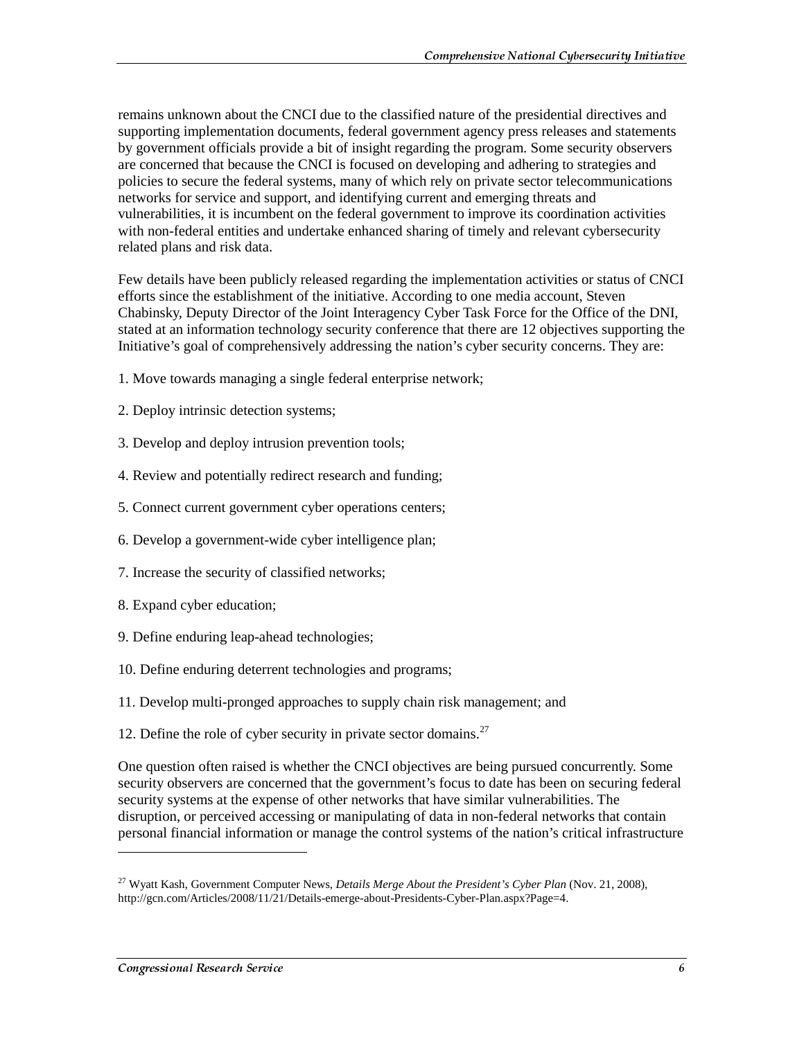remains unknown about the CNCI due to the classified nature of the presidential directives and supporting implementation documents, federal government agency press releases and statements by government officials provide a bit of insight regarding the program. Some security observers are concerned that because the CNCI is focused on developing and adhering to strategies and policies to secure the federal systems, many of which rely on private sector telecommunications networks for service and support, and identifying current and emerging threats and vulnerabilities, it is incumbent on the federal government to improve its coordination activities with non-federal entities and undertake enhanced sharing of timely and relevant cybersecurity related plans and risk data.

Few details have been publicly released regarding the implementation activities or status of CNCI efforts since the establishment of the initiative. According to one media account, Steven Chabinsky, Deputy Director of the Joint Interagency Cyber Task Force for the Office of the DNI, stated at an information technology security conference that there are 12 objectives supporting the Initiative's goal of comprehensively addressing the nation's cyber security concerns. They are:

1. Move towards managing a single federal enterprise network;

2. Deploy intrinsic detection systems;

3. Develop and deploy intrusion prevention tools;

4. Review and potentially redirect research and funding;

5. Connect current government cyber operations centers;

6. Develop a government-wide cyber intelligence plan;

7. Increase the security of classified networks;

8. Expand cyber education;

9. Define enduring leap-ahead technologies;

10. Define enduring deterrent technologies and programs;

11. Develop multi-pronged approaches to supply chain risk management; and

12. Define the role of cyber security in private sector domains.[27]

One question often raised is whether the CNCI objectives are being pursued concurrently. Some security observers are concerned that the government's focus to date has been on securing federal security systems at the expense of other networks that have similar vulnerabilities. The disruption, or perceived accessing or manipulating of data in non-federal networks that contain personal financial information or manage the control systems of the nation's critical infrastructure

---

[27] Wyatt Kash, Government Computer News, *Details Merge About the President's Cyber Plan* (Nov. 21, 2008), http://gcn.com/Articles/2008/11/21/Details-emerge-about-Presidents-Cyber-Plan.aspx?Page=4.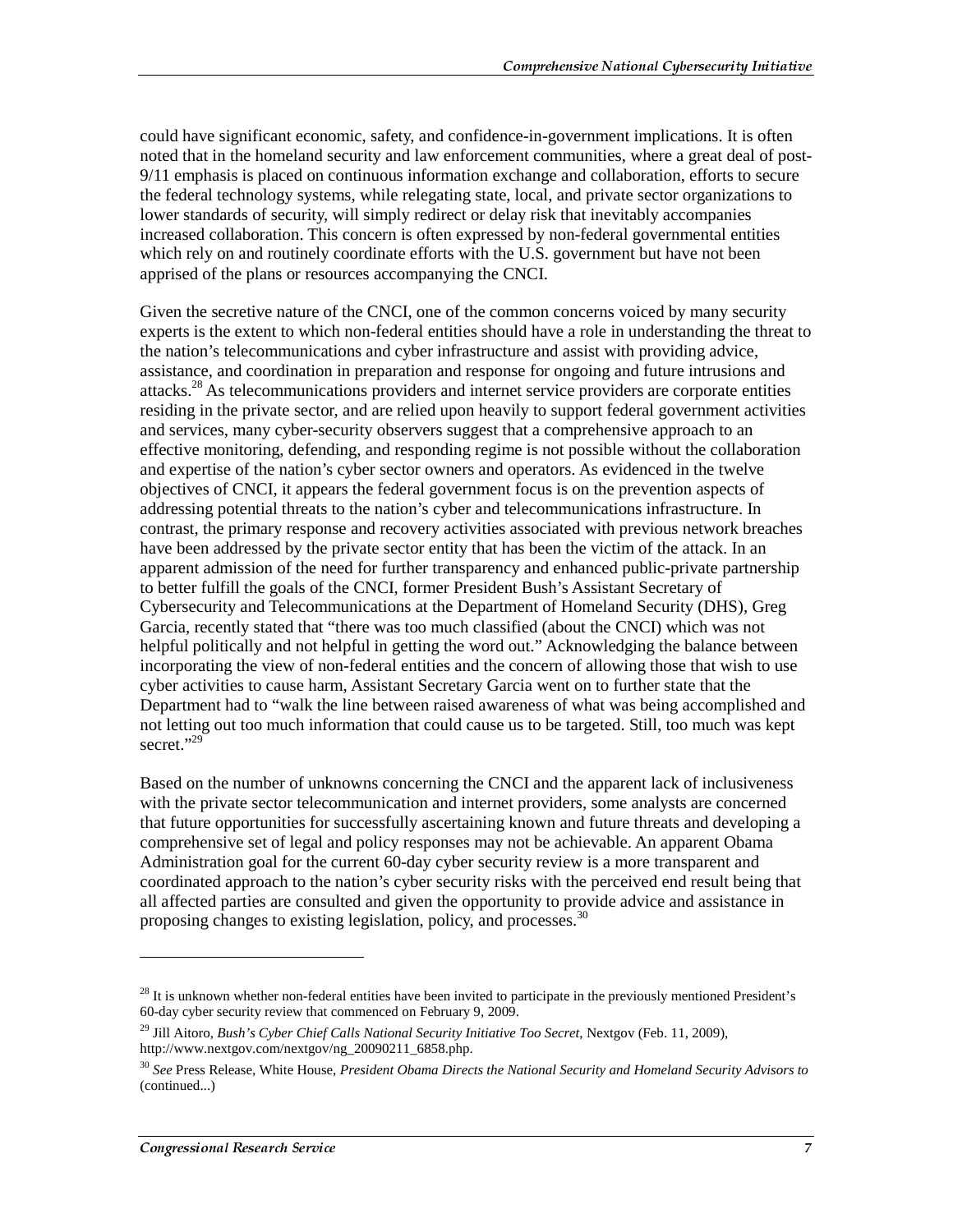could have significant economic, safety, and confidence-in-government implications. It is often noted that in the homeland security and law enforcement communities, where a great deal of post-9/11 emphasis is placed on continuous information exchange and collaboration, efforts to secure the federal technology systems, while relegating state, local, and private sector organizations to lower standards of security, will simply redirect or delay risk that inevitably accompanies increased collaboration. This concern is often expressed by non-federal governmental entities which rely on and routinely coordinate efforts with the U.S. government but have not been apprised of the plans or resources accompanying the CNCI.

Given the secretive nature of the CNCI, one of the common concerns voiced by many security experts is the extent to which non-federal entities should have a role in understanding the threat to the nation's telecommunications and cyber infrastructure and assist with providing advice, assistance, and coordination in preparation and response for ongoing and future intrusions and attacks.[28] As telecommunications providers and internet service providers are corporate entities residing in the private sector, and are relied upon heavily to support federal government activities and services, many cyber-security observers suggest that a comprehensive approach to an effective monitoring, defending, and responding regime is not possible without the collaboration and expertise of the nation's cyber sector owners and operators. As evidenced in the twelve objectives of CNCI, it appears the federal government focus is on the prevention aspects of addressing potential threats to the nation's cyber and telecommunications infrastructure. In contrast, the primary response and recovery activities associated with previous network breaches have been addressed by the private sector entity that has been the victim of the attack. In an apparent admission of the need for further transparency and enhanced public-private partnership to better fulfill the goals of the CNCI, former President Bush's Assistant Secretary of Cybersecurity and Telecommunications at the Department of Homeland Security (DHS), Greg Garcia, recently stated that "there was too much classified (about the CNCI) which was not helpful politically and not helpful in getting the word out." Acknowledging the balance between incorporating the view of non-federal entities and the concern of allowing those that wish to use cyber activities to cause harm, Assistant Secretary Garcia went on to further state that the Department had to "walk the line between raised awareness of what was being accomplished and not letting out too much information that could cause us to be targeted. Still, too much was kept secret."[29]

Based on the number of unknowns concerning the CNCI and the apparent lack of inclusiveness with the private sector telecommunication and internet providers, some analysts are concerned that future opportunities for successfully ascertaining known and future threats and developing a comprehensive set of legal and policy responses may not be achievable. An apparent Obama Administration goal for the current 60-day cyber security review is a more transparent and coordinated approach to the nation's cyber security risks with the perceived end result being that all affected parties are consulted and given the opportunity to provide advice and assistance in proposing changes to existing legislation, policy, and processes.[30]

---

[28] It is unknown whether non-federal entities have been invited to participate in the previously mentioned President's 60-day cyber security review that commenced on February 9, 2009.

[29] Jill Aitoro, *Bush's Cyber Chief Calls National Security Initiative Too Secret*, Nextgov (Feb. 11, 2009), http://www.nextgov.com/nextgov/ng_20090211_6858.php.

[30] *See* Press Release, White House, *President Obama Directs the National Security and Homeland Security Advisors to* (continued...)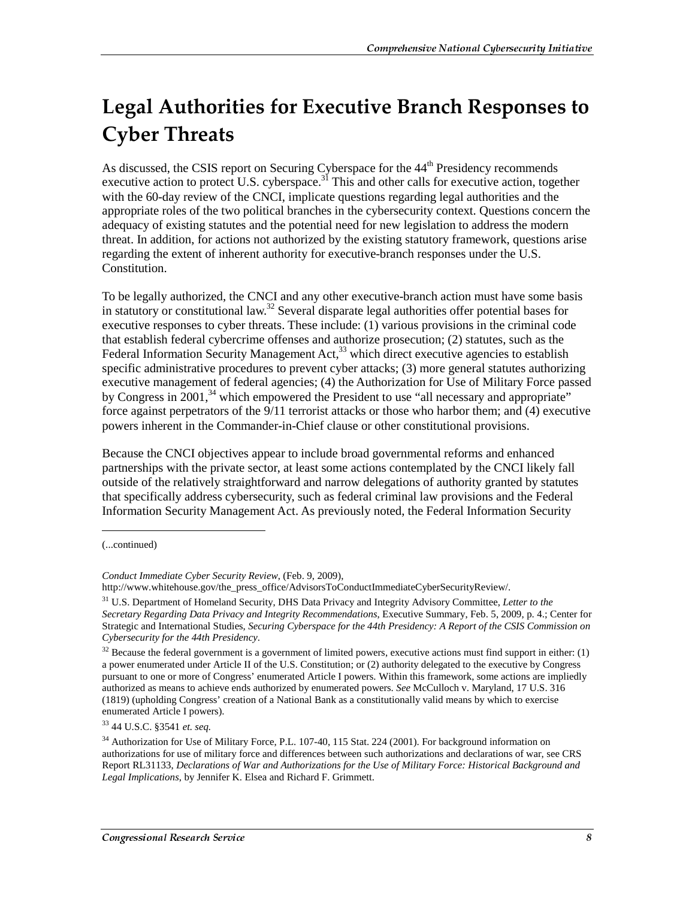# Legal Authorities for Executive Branch Responses to Cyber Threats

As discussed, the CSIS report on Securing Cyberspace for the 44th Presidency recommends executive action to protect U.S. cyberspace.[31] This and other calls for executive action, together with the 60-day review of the CNCI, implicate questions regarding legal authorities and the appropriate roles of the two political branches in the cybersecurity context. Questions concern the adequacy of existing statutes and the potential need for new legislation to address the modern threat. In addition, for actions not authorized by the existing statutory framework, questions arise regarding the extent of inherent authority for executive-branch responses under the U.S. Constitution.

To be legally authorized, the CNCI and any other executive-branch action must have some basis in statutory or constitutional law.[32] Several disparate legal authorities offer potential bases for executive responses to cyber threats. These include: (1) various provisions in the criminal code that establish federal cybercrime offenses and authorize prosecution; (2) statutes, such as the Federal Information Security Management Act,[33] which direct executive agencies to establish specific administrative procedures to prevent cyber attacks; (3) more general statutes authorizing executive management of federal agencies; (4) the Authorization for Use of Military Force passed by Congress in 2001,[34] which empowered the President to use "all necessary and appropriate" force against perpetrators of the 9/11 terrorist attacks or those who harbor them; and (4) executive powers inherent in the Commander-in-Chief clause or other constitutional provisions.

Because the CNCI objectives appear to include broad governmental reforms and enhanced partnerships with the private sector, at least some actions contemplated by the CNCI likely fall outside of the relatively straightforward and narrow delegations of authority granted by statutes that specifically address cybersecurity, such as federal criminal law provisions and the Federal Information Security Management Act. As previously noted, the Federal Information Security

(...continued)

*Conduct Immediate Cyber Security Review*, (Feb. 9, 2009), http://www.whitehouse.gov/the_press_office/AdvisorsToConductImmediateCyberSecurityReview/.

[31] U.S. Department of Homeland Security, DHS Data Privacy and Integrity Advisory Committee, *Letter to the Secretary Regarding Data Privacy and Integrity Recommendations*, Executive Summary, Feb. 5, 2009, p. 4.; Center for Strategic and International Studies, *Securing Cyberspace for the 44th Presidency: A Report of the CSIS Commission on Cybersecurity for the 44th Presidency*.

[32] Because the federal government is a government of limited powers, executive actions must find support in either: (1) a power enumerated under Article II of the U.S. Constitution; or (2) authority delegated to the executive by Congress pursuant to one or more of Congress' enumerated Article I powers. Within this framework, some actions are impliedly authorized as means to achieve ends authorized by enumerated powers. *See* McCulloch v. Maryland, 17 U.S. 316 (1819) (upholding Congress' creation of a National Bank as a constitutionally valid means by which to exercise enumerated Article I powers).

[33] 44 U.S.C. §3541 *et. seq.*

[34] Authorization for Use of Military Force, P.L. 107-40, 115 Stat. 224 (2001). For background information on authorizations for use of military force and differences between such authorizations and declarations of war, see CRS Report RL31133, *Declarations of War and Authorizations for the Use of Military Force: Historical Background and Legal Implications*, by Jennifer K. Elsea and Richard F. Grimmett.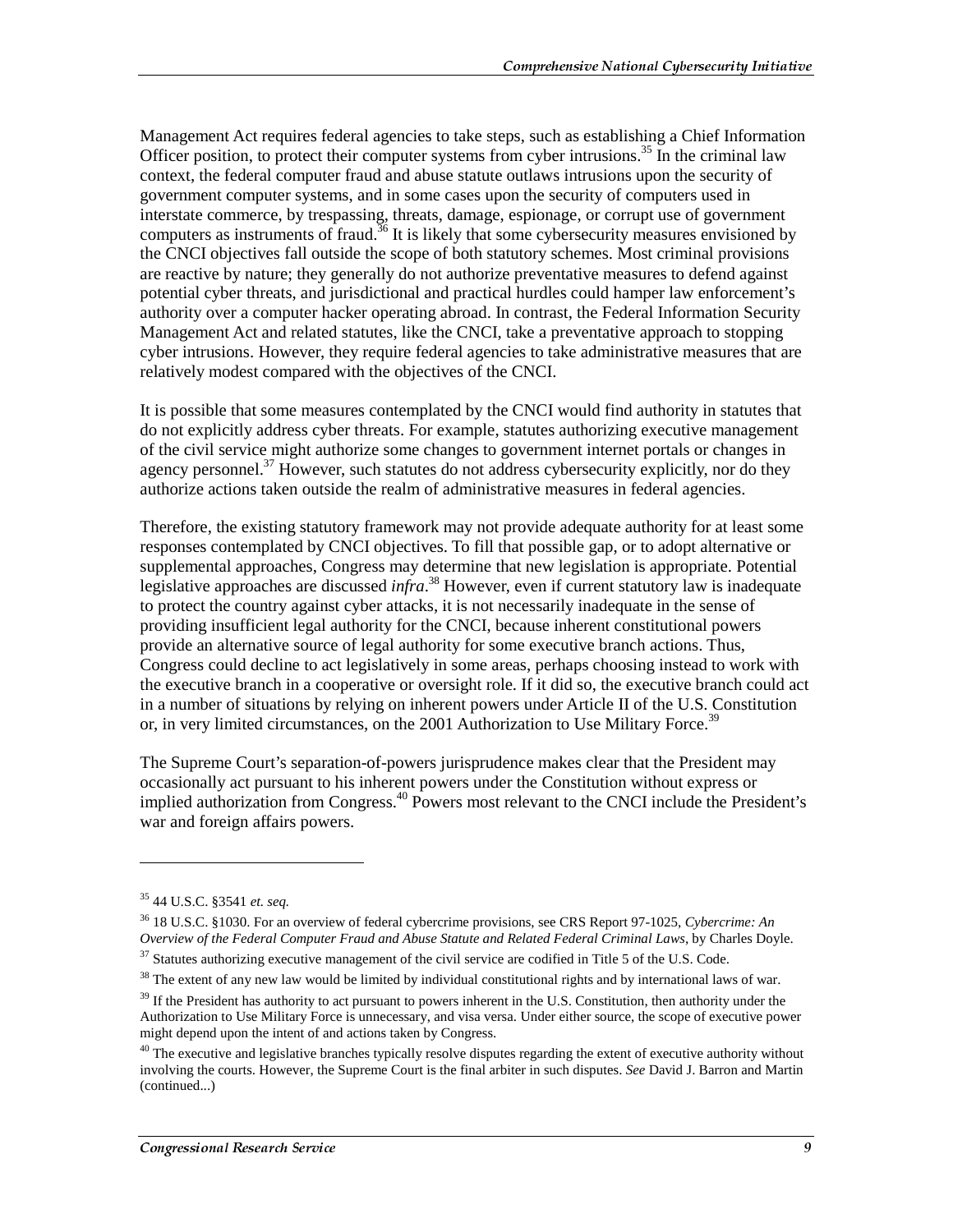Management Act requires federal agencies to take steps, such as establishing a Chief Information Officer position, to protect their computer systems from cyber intrusions.[35] In the criminal law context, the federal computer fraud and abuse statute outlaws intrusions upon the security of government computer systems, and in some cases upon the security of computers used in interstate commerce, by trespassing, threats, damage, espionage, or corrupt use of government computers as instruments of fraud.[36] It is likely that some cybersecurity measures envisioned by the CNCI objectives fall outside the scope of both statutory schemes. Most criminal provisions are reactive by nature; they generally do not authorize preventative measures to defend against potential cyber threats, and jurisdictional and practical hurdles could hamper law enforcement's authority over a computer hacker operating abroad. In contrast, the Federal Information Security Management Act and related statutes, like the CNCI, take a preventative approach to stopping cyber intrusions. However, they require federal agencies to take administrative measures that are relatively modest compared with the objectives of the CNCI.

It is possible that some measures contemplated by the CNCI would find authority in statutes that do not explicitly address cyber threats. For example, statutes authorizing executive management of the civil service might authorize some changes to government internet portals or changes in agency personnel.[37] However, such statutes do not address cybersecurity explicitly, nor do they authorize actions taken outside the realm of administrative measures in federal agencies.

Therefore, the existing statutory framework may not provide adequate authority for at least some responses contemplated by CNCI objectives. To fill that possible gap, or to adopt alternative or supplemental approaches, Congress may determine that new legislation is appropriate. Potential legislative approaches are discussed *infra*.[38] However, even if current statutory law is inadequate to protect the country against cyber attacks, it is not necessarily inadequate in the sense of providing insufficient legal authority for the CNCI, because inherent constitutional powers provide an alternative source of legal authority for some executive branch actions. Thus, Congress could decline to act legislatively in some areas, perhaps choosing instead to work with the executive branch in a cooperative or oversight role. If it did so, the executive branch could act in a number of situations by relying on inherent powers under Article II of the U.S. Constitution or, in very limited circumstances, on the 2001 Authorization to Use Military Force.[39]

The Supreme Court's separation-of-powers jurisprudence makes clear that the President may occasionally act pursuant to his inherent powers under the Constitution without express or implied authorization from Congress.[40] Powers most relevant to the CNCI include the President's war and foreign affairs powers.

---

[35] 44 U.S.C. §3541 *et. seq.*

[36] 18 U.S.C. §1030. For an overview of federal cybercrime provisions, see CRS Report 97-1025, *Cybercrime: An Overview of the Federal Computer Fraud and Abuse Statute and Related Federal Criminal Laws*, by Charles Doyle.

[37] Statutes authorizing executive management of the civil service are codified in Title 5 of the U.S. Code.

[38] The extent of any new law would be limited by individual constitutional rights and by international laws of war.

[39] If the President has authority to act pursuant to powers inherent in the U.S. Constitution, then authority under the Authorization to Use Military Force is unnecessary, and visa versa. Under either source, the scope of executive power might depend upon the intent of and actions taken by Congress.

[40] The executive and legislative branches typically resolve disputes regarding the extent of executive authority without involving the courts. However, the Supreme Court is the final arbiter in such disputes. *See* David J. Barron and Martin (continued...)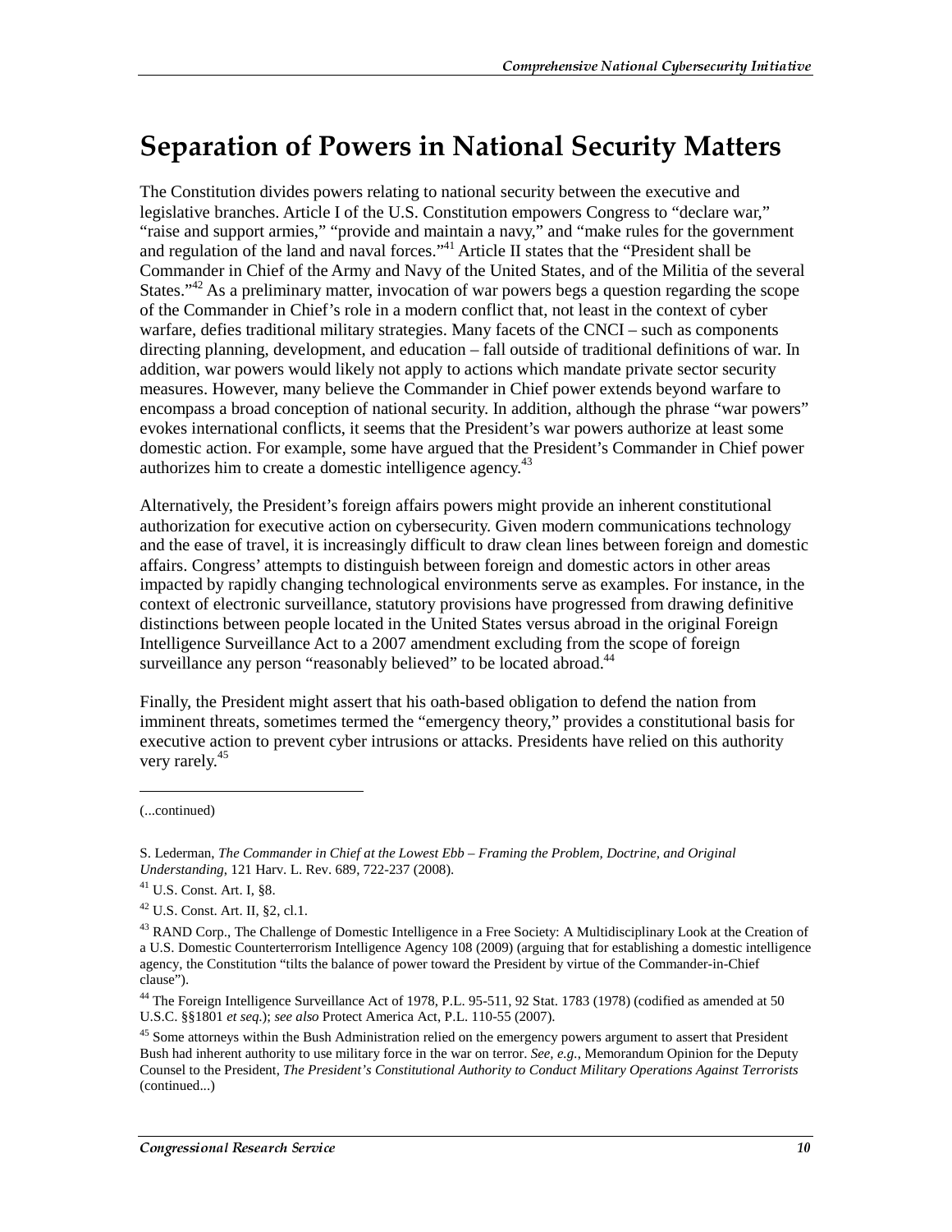# Separation of Powers in National Security Matters

The Constitution divides powers relating to national security between the executive and legislative branches. Article I of the U.S. Constitution empowers Congress to "declare war," "raise and support armies," "provide and maintain a navy," and "make rules for the government and regulation of the land and naval forces."[41] Article II states that the "President shall be Commander in Chief of the Army and Navy of the United States, and of the Militia of the several States."[42] As a preliminary matter, invocation of war powers begs a question regarding the scope of the Commander in Chief's role in a modern conflict that, not least in the context of cyber warfare, defies traditional military strategies. Many facets of the CNCI – such as components directing planning, development, and education – fall outside of traditional definitions of war. In addition, war powers would likely not apply to actions which mandate private sector security measures. However, many believe the Commander in Chief power extends beyond warfare to encompass a broad conception of national security. In addition, although the phrase "war powers" evokes international conflicts, it seems that the President's war powers authorize at least some domestic action. For example, some have argued that the President's Commander in Chief power authorizes him to create a domestic intelligence agency.[43]

Alternatively, the President's foreign affairs powers might provide an inherent constitutional authorization for executive action on cybersecurity. Given modern communications technology and the ease of travel, it is increasingly difficult to draw clean lines between foreign and domestic affairs. Congress' attempts to distinguish between foreign and domestic actors in other areas impacted by rapidly changing technological environments serve as examples. For instance, in the context of electronic surveillance, statutory provisions have progressed from drawing definitive distinctions between people located in the United States versus abroad in the original Foreign Intelligence Surveillance Act to a 2007 amendment excluding from the scope of foreign surveillance any person "reasonably believed" to be located abroad.[44]

Finally, the President might assert that his oath-based obligation to defend the nation from imminent threats, sometimes termed the "emergency theory," provides a constitutional basis for executive action to prevent cyber intrusions or attacks. Presidents have relied on this authority very rarely.[45]

---

(...continued)

S. Lederman, *The Commander in Chief at the Lowest Ebb – Framing the Problem, Doctrine, and Original Understanding*, 121 Harv. L. Rev. 689, 722-237 (2008).

[41] U.S. Const. Art. I, §8.

[42] U.S. Const. Art. II, §2, cl.1.

[43] RAND Corp., The Challenge of Domestic Intelligence in a Free Society: A Multidisciplinary Look at the Creation of a U.S. Domestic Counterterrorism Intelligence Agency 108 (2009) (arguing that for establishing a domestic intelligence agency, the Constitution "tilts the balance of power toward the President by virtue of the Commander-in-Chief clause").

[44] The Foreign Intelligence Surveillance Act of 1978, P.L. 95-511, 92 Stat. 1783 (1978) (codified as amended at 50 U.S.C. §§1801 *et seq.*); *see also* Protect America Act, P.L. 110-55 (2007).

[45] Some attorneys within the Bush Administration relied on the emergency powers argument to assert that President Bush had inherent authority to use military force in the war on terror. *See, e.g.*, Memorandum Opinion for the Deputy Counsel to the President, *The President's Constitutional Authority to Conduct Military Operations Against Terrorists* (continued...)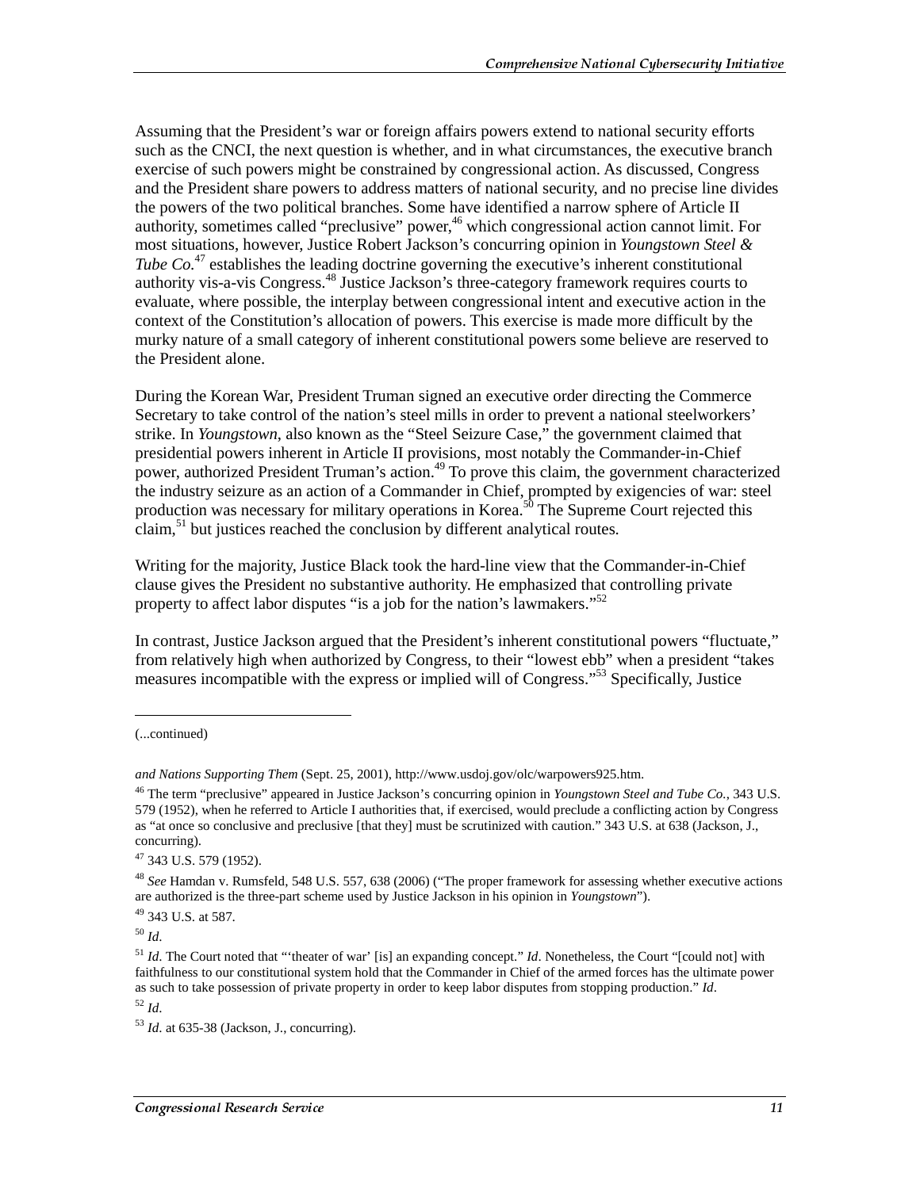Assuming that the President's war or foreign affairs powers extend to national security efforts such as the CNCI, the next question is whether, and in what circumstances, the executive branch exercise of such powers might be constrained by congressional action. As discussed, Congress and the President share powers to address matters of national security, and no precise line divides the powers of the two political branches. Some have identified a narrow sphere of Article II authority, sometimes called "preclusive" power,[46] which congressional action cannot limit. For most situations, however, Justice Robert Jackson's concurring opinion in *Youngstown Steel & Tube Co.*[47] establishes the leading doctrine governing the executive's inherent constitutional authority vis-a-vis Congress.[48] Justice Jackson's three-category framework requires courts to evaluate, where possible, the interplay between congressional intent and executive action in the context of the Constitution's allocation of powers. This exercise is made more difficult by the murky nature of a small category of inherent constitutional powers some believe are reserved to the President alone.

During the Korean War, President Truman signed an executive order directing the Commerce Secretary to take control of the nation's steel mills in order to prevent a national steelworkers' strike. In *Youngstown*, also known as the "Steel Seizure Case," the government claimed that presidential powers inherent in Article II provisions, most notably the Commander-in-Chief power, authorized President Truman's action.[49] To prove this claim, the government characterized the industry seizure as an action of a Commander in Chief, prompted by exigencies of war: steel production was necessary for military operations in Korea.[50] The Supreme Court rejected this claim,[51] but justices reached the conclusion by different analytical routes.

Writing for the majority, Justice Black took the hard-line view that the Commander-in-Chief clause gives the President no substantive authority. He emphasized that controlling private property to affect labor disputes "is a job for the nation's lawmakers."[52]

In contrast, Justice Jackson argued that the President's inherent constitutional powers "fluctuate," from relatively high when authorized by Congress, to their "lowest ebb" when a president "takes measures incompatible with the express or implied will of Congress."[53] Specifically, Justice

---

(...continued)

*and Nations Supporting Them* (Sept. 25, 2001), http://www.usdoj.gov/olc/warpowers925.htm.

[46] The term "preclusive" appeared in Justice Jackson's concurring opinion in *Youngstown Steel and Tube Co.*, 343 U.S. 579 (1952), when he referred to Article I authorities that, if exercised, would preclude a conflicting action by Congress as "at once so conclusive and preclusive [that they] must be scrutinized with caution." 343 U.S. at 638 (Jackson, J., concurring).

[47] 343 U.S. 579 (1952).

[48] *See* Hamdan v. Rumsfeld, 548 U.S. 557, 638 (2006) ("The proper framework for assessing whether executive actions are authorized is the three-part scheme used by Justice Jackson in his opinion in *Youngstown*").

[49] 343 U.S. at 587.

[50] *Id.*

[51] *Id.* The Court noted that "'theater of war' [is] an expanding concept." *Id*. Nonetheless, the Court "[could not] with faithfulness to our constitutional system hold that the Commander in Chief of the armed forces has the ultimate power as such to take possession of private property in order to keep labor disputes from stopping production." *Id*.

[52] *Id*.

[53] *Id*. at 635-38 (Jackson, J., concurring).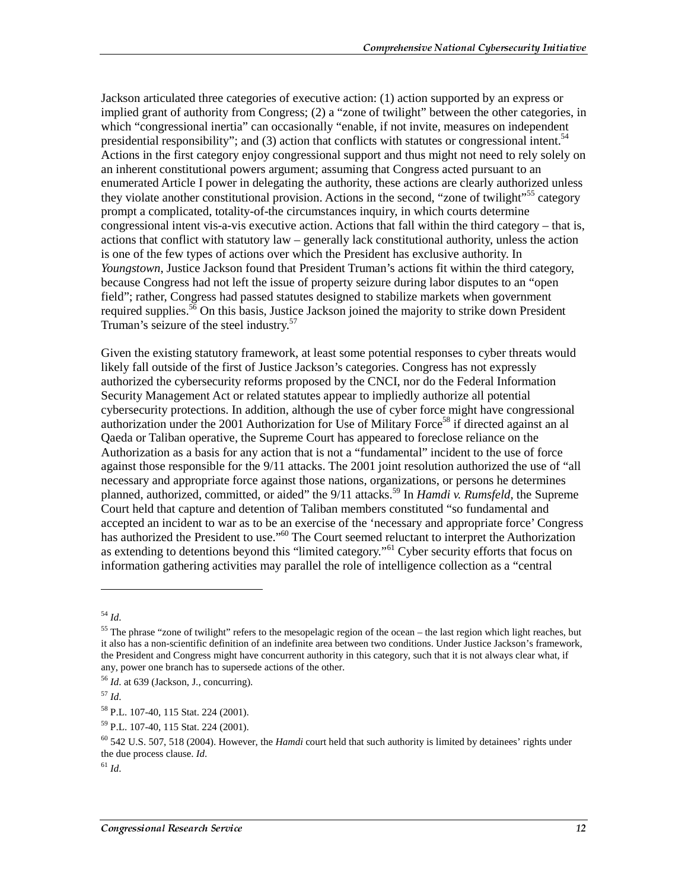Jackson articulated three categories of executive action: (1) action supported by an express or implied grant of authority from Congress; (2) a "zone of twilight" between the other categories, in which "congressional inertia" can occasionally "enable, if not invite, measures on independent presidential responsibility"; and (3) action that conflicts with statutes or congressional intent.[54] Actions in the first category enjoy congressional support and thus might not need to rely solely on an inherent constitutional powers argument; assuming that Congress acted pursuant to an enumerated Article I power in delegating the authority, these actions are clearly authorized unless they violate another constitutional provision. Actions in the second, "zone of twilight"[55] category prompt a complicated, totality-of-the circumstances inquiry, in which courts determine congressional intent vis-a-vis executive action. Actions that fall within the third category – that is, actions that conflict with statutory law – generally lack constitutional authority, unless the action is one of the few types of actions over which the President has exclusive authority. In *Youngstown*, Justice Jackson found that President Truman's actions fit within the third category, because Congress had not left the issue of property seizure during labor disputes to an "open field"; rather, Congress had passed statutes designed to stabilize markets when government required supplies.[56] On this basis, Justice Jackson joined the majority to strike down President Truman's seizure of the steel industry.[57]

Given the existing statutory framework, at least some potential responses to cyber threats would likely fall outside of the first of Justice Jackson's categories. Congress has not expressly authorized the cybersecurity reforms proposed by the CNCI, nor do the Federal Information Security Management Act or related statutes appear to impliedly authorize all potential cybersecurity protections. In addition, although the use of cyber force might have congressional authorization under the 2001 Authorization for Use of Military Force[58] if directed against an al Qaeda or Taliban operative, the Supreme Court has appeared to foreclose reliance on the Authorization as a basis for any action that is not a "fundamental" incident to the use of force against those responsible for the 9/11 attacks. The 2001 joint resolution authorized the use of "all necessary and appropriate force against those nations, organizations, or persons he determines planned, authorized, committed, or aided" the 9/11 attacks.[59] In *Hamdi v. Rumsfeld*, the Supreme Court held that capture and detention of Taliban members constituted "so fundamental and accepted an incident to war as to be an exercise of the 'necessary and appropriate force' Congress has authorized the President to use."[60] The Court seemed reluctant to interpret the Authorization as extending to detentions beyond this "limited category."[61] Cyber security efforts that focus on information gathering activities may parallel the role of intelligence collection as a "central

---

[54] *Id*.

[55] The phrase "zone of twilight" refers to the mesopelagic region of the ocean – the last region which light reaches, but it also has a non-scientific definition of an indefinite area between two conditions. Under Justice Jackson's framework, the President and Congress might have concurrent authority in this category, such that it is not always clear what, if any, power one branch has to supersede actions of the other.

[56] *Id*. at 639 (Jackson, J., concurring).

[57] *Id*.

[58] P.L. 107-40, 115 Stat. 224 (2001).

[59] P.L. 107-40, 115 Stat. 224 (2001).

[60] 542 U.S. 507, 518 (2004). However, the *Hamdi* court held that such authority is limited by detainees' rights under the due process clause. *Id*.

[61] *Id*.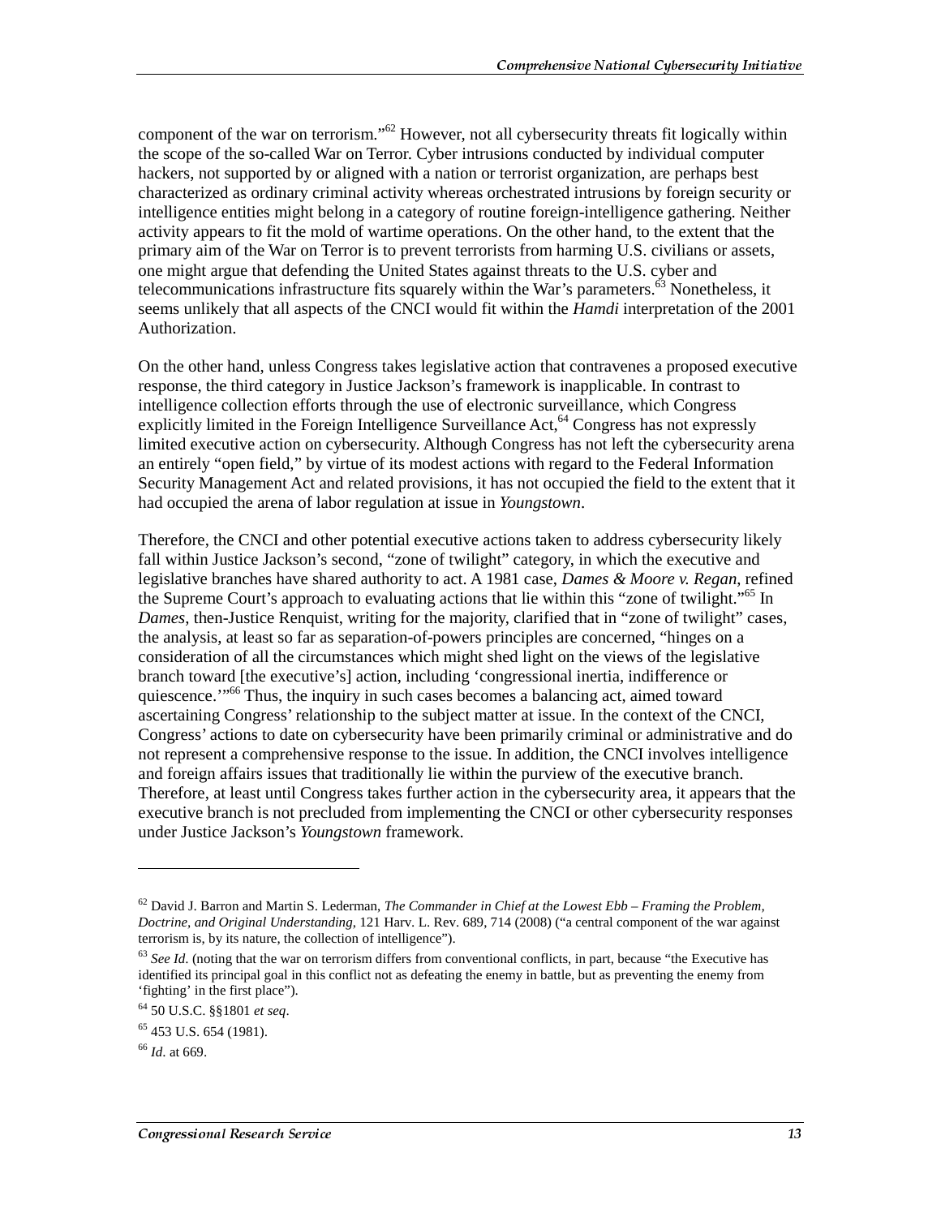component of the war on terrorism."[62] However, not all cybersecurity threats fit logically within the scope of the so-called War on Terror. Cyber intrusions conducted by individual computer hackers, not supported by or aligned with a nation or terrorist organization, are perhaps best characterized as ordinary criminal activity whereas orchestrated intrusions by foreign security or intelligence entities might belong in a category of routine foreign-intelligence gathering. Neither activity appears to fit the mold of wartime operations. On the other hand, to the extent that the primary aim of the War on Terror is to prevent terrorists from harming U.S. civilians or assets, one might argue that defending the United States against threats to the U.S. cyber and telecommunications infrastructure fits squarely within the War's parameters.[63] Nonetheless, it seems unlikely that all aspects of the CNCI would fit within the *Hamdi* interpretation of the 2001 Authorization.

On the other hand, unless Congress takes legislative action that contravenes a proposed executive response, the third category in Justice Jackson's framework is inapplicable. In contrast to intelligence collection efforts through the use of electronic surveillance, which Congress explicitly limited in the Foreign Intelligence Surveillance Act,[64] Congress has not expressly limited executive action on cybersecurity. Although Congress has not left the cybersecurity arena an entirely "open field," by virtue of its modest actions with regard to the Federal Information Security Management Act and related provisions, it has not occupied the field to the extent that it had occupied the arena of labor regulation at issue in *Youngstown*.

Therefore, the CNCI and other potential executive actions taken to address cybersecurity likely fall within Justice Jackson's second, "zone of twilight" category, in which the executive and legislative branches have shared authority to act. A 1981 case, *Dames & Moore v. Regan*, refined the Supreme Court's approach to evaluating actions that lie within this "zone of twilight."[65] In *Dames*, then-Justice Renquist, writing for the majority, clarified that in "zone of twilight" cases, the analysis, at least so far as separation-of-powers principles are concerned, "hinges on a consideration of all the circumstances which might shed light on the views of the legislative branch toward [the executive's] action, including 'congressional inertia, indifference or quiescence.'"[66] Thus, the inquiry in such cases becomes a balancing act, aimed toward ascertaining Congress' relationship to the subject matter at issue. In the context of the CNCI, Congress' actions to date on cybersecurity have been primarily criminal or administrative and do not represent a comprehensive response to the issue. In addition, the CNCI involves intelligence and foreign affairs issues that traditionally lie within the purview of the executive branch. Therefore, at least until Congress takes further action in the cybersecurity area, it appears that the executive branch is not precluded from implementing the CNCI or other cybersecurity responses under Justice Jackson's *Youngstown* framework.

---

[62] David J. Barron and Martin S. Lederman, *The Commander in Chief at the Lowest Ebb – Framing the Problem, Doctrine, and Original Understanding*, 121 Harv. L. Rev. 689, 714 (2008) ("a central component of the war against terrorism is, by its nature, the collection of intelligence").

[63] *See Id.* (noting that the war on terrorism differs from conventional conflicts, in part, because "the Executive has identified its principal goal in this conflict not as defeating the enemy in battle, but as preventing the enemy from 'fighting' in the first place").

[64] 50 U.S.C. §§1801 *et seq*.

[65] 453 U.S. 654 (1981).

[66] *Id.* at 669.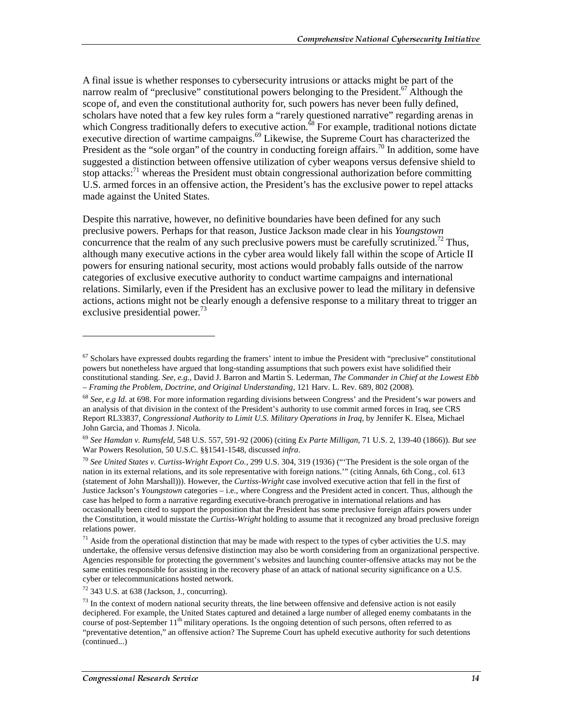A final issue is whether responses to cybersecurity intrusions or attacks might be part of the narrow realm of "preclusive" constitutional powers belonging to the President.[67] Although the scope of, and even the constitutional authority for, such powers has never been fully defined, scholars have noted that a few key rules form a "rarely questioned narrative" regarding arenas in which Congress traditionally defers to executive action.[68] For example, traditional notions dictate executive direction of wartime campaigns.[69] Likewise, the Supreme Court has characterized the President as the "sole organ" of the country in conducting foreign affairs.[70] In addition, some have suggested a distinction between offensive utilization of cyber weapons versus defensive shield to stop attacks:[71] whereas the President must obtain congressional authorization before committing U.S. armed forces in an offensive action, the President's has the exclusive power to repel attacks made against the United States.

Despite this narrative, however, no definitive boundaries have been defined for any such preclusive powers. Perhaps for that reason, Justice Jackson made clear in his *Youngstown* concurrence that the realm of any such preclusive powers must be carefully scrutinized.[72] Thus, although many executive actions in the cyber area would likely fall within the scope of Article II powers for ensuring national security, most actions would probably falls outside of the narrow categories of exclusive executive authority to conduct wartime campaigns and international relations. Similarly, even if the President has an exclusive power to lead the military in defensive actions, actions might not be clearly enough a defensive response to a military threat to trigger an exclusive presidential power.[73]

---

[67] Scholars have expressed doubts regarding the framers' intent to imbue the President with "preclusive" constitutional powers but nonetheless have argued that long-standing assumptions that such powers exist have solidified their constitutional standing. *See, e.g.*, David J. Barron and Martin S. Lederman, *The Commander in Chief at the Lowest Ebb – Framing the Problem, Doctrine, and Original Understanding*, 121 Harv. L. Rev. 689, 802 (2008).

[68] *See, e.g Id*. at 698. For more information regarding divisions between Congress' and the President's war powers and an analysis of that division in the context of the President's authority to use commit armed forces in Iraq, see CRS Report RL33837, *Congressional Authority to Limit U.S. Military Operations in Iraq*, by Jennifer K. Elsea, Michael John Garcia, and Thomas J. Nicola.

[69] *See Hamdan v. Rumsfeld*, 548 U.S. 557, 591-92 (2006) (citing *Ex Parte Milligan*, 71 U.S. 2, 139-40 (1866)). *But see* War Powers Resolution, 50 U.S.C. §§1541-1548, discussed *infra*.

[70] *See United States v. Curtiss-Wright Export Co.*, 299 U.S. 304, 319 (1936) ("'The President is the sole organ of the nation in its external relations, and its sole representative with foreign nations.'" (citing Annals, 6th Cong., col. 613 (statement of John Marshall))). However, the *Curtiss-Wright* case involved executive action that fell in the first of Justice Jackson's *Youngstown* categories – i.e., where Congress and the President acted in concert. Thus, although the case has helped to form a narrative regarding executive-branch prerogative in international relations and has occasionally been cited to support the proposition that the President has some preclusive foreign affairs powers under the Constitution, it would misstate the *Curtiss-Wright* holding to assume that it recognized any broad preclusive foreign relations power.

[71] Aside from the operational distinction that may be made with respect to the types of cyber activities the U.S. may undertake, the offensive versus defensive distinction may also be worth considering from an organizational perspective. Agencies responsible for protecting the government's websites and launching counter-offensive attacks may not be the same entities responsible for assisting in the recovery phase of an attack of national security significance on a U.S. cyber or telecommunications hosted network.

[72] 343 U.S. at 638 (Jackson, J., concurring).

[73] In the context of modern national security threats, the line between offensive and defensive action is not easily deciphered. For example, the United States captured and detained a large number of alleged enemy combatants in the course of post-September 11th military operations. Is the ongoing detention of such persons, often referred to as "preventative detention," an offensive action? The Supreme Court has upheld executive authority for such detentions (continued...)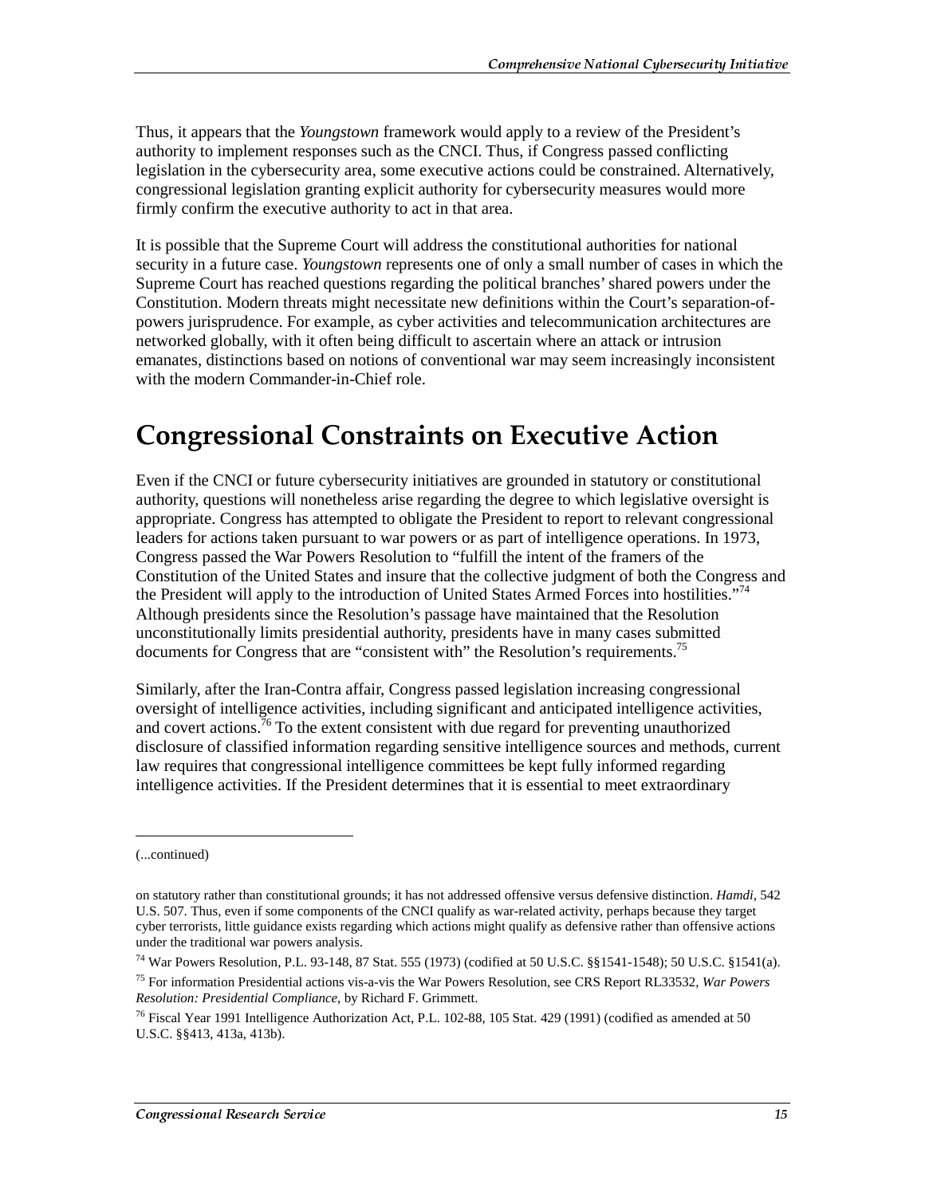Thus, it appears that the *Youngstown* framework would apply to a review of the President's authority to implement responses such as the CNCI. Thus, if Congress passed conflicting legislation in the cybersecurity area, some executive actions could be constrained. Alternatively, congressional legislation granting explicit authority for cybersecurity measures would more firmly confirm the executive authority to act in that area.

It is possible that the Supreme Court will address the constitutional authorities for national security in a future case. *Youngstown* represents one of only a small number of cases in which the Supreme Court has reached questions regarding the political branches' shared powers under the Constitution. Modern threats might necessitate new definitions within the Court's separation-of-powers jurisprudence. For example, as cyber activities and telecommunication architectures are networked globally, with it often being difficult to ascertain where an attack or intrusion emanates, distinctions based on notions of conventional war may seem increasingly inconsistent with the modern Commander-in-Chief role.

# Congressional Constraints on Executive Action

Even if the CNCI or future cybersecurity initiatives are grounded in statutory or constitutional authority, questions will nonetheless arise regarding the degree to which legislative oversight is appropriate. Congress has attempted to obligate the President to report to relevant congressional leaders for actions taken pursuant to war powers or as part of intelligence operations. In 1973, Congress passed the War Powers Resolution to "fulfill the intent of the framers of the Constitution of the United States and insure that the collective judgment of both the Congress and the President will apply to the introduction of United States Armed Forces into hostilities."[74] Although presidents since the Resolution's passage have maintained that the Resolution unconstitutionally limits presidential authority, presidents have in many cases submitted documents for Congress that are "consistent with" the Resolution's requirements.[75]

Similarly, after the Iran-Contra affair, Congress passed legislation increasing congressional oversight of intelligence activities, including significant and anticipated intelligence activities, and covert actions.[76] To the extent consistent with due regard for preventing unauthorized disclosure of classified information regarding sensitive intelligence sources and methods, current law requires that congressional intelligence committees be kept fully informed regarding intelligence activities. If the President determines that it is essential to meet extraordinary

---

(...continued)

on statutory rather than constitutional grounds; it has not addressed offensive versus defensive distinction. *Hamdi*, 542 U.S. 507. Thus, even if some components of the CNCI qualify as war-related activity, perhaps because they target cyber terrorists, little guidance exists regarding which actions might qualify as defensive rather than offensive actions under the traditional war powers analysis.

[74] War Powers Resolution, P.L. 93-148, 87 Stat. 555 (1973) (codified at 50 U.S.C. §§1541-1548); 50 U.S.C. §1541(a).

[75] For information Presidential actions vis-a-vis the War Powers Resolution, see CRS Report RL33532, *War Powers Resolution: Presidential Compliance*, by Richard F. Grimmett.

[76] Fiscal Year 1991 Intelligence Authorization Act, P.L. 102-88, 105 Stat. 429 (1991) (codified as amended at 50 U.S.C. §§413, 413a, 413b).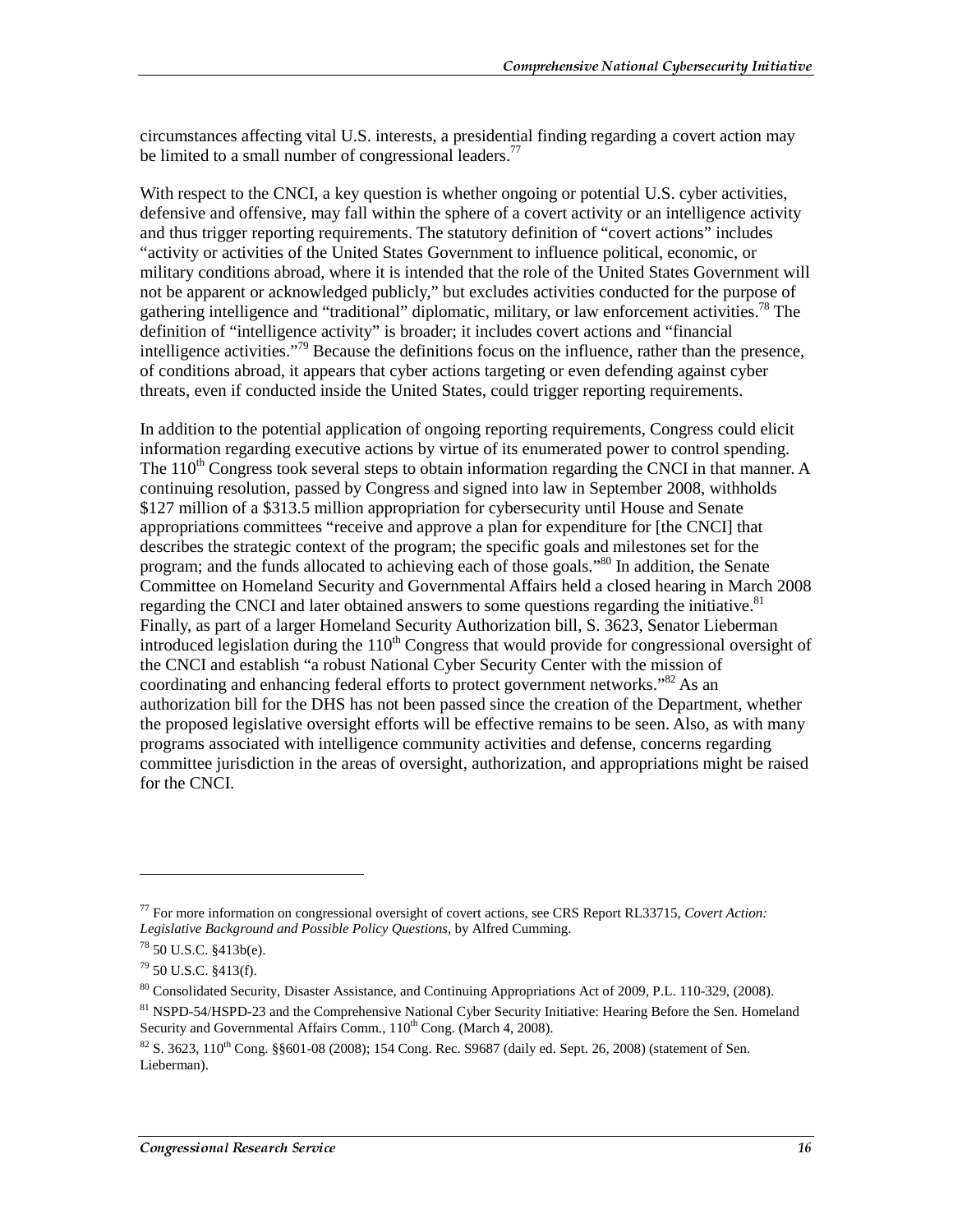circumstances affecting vital U.S. interests, a presidential finding regarding a covert action may be limited to a small number of congressional leaders.[77]

With respect to the CNCI, a key question is whether ongoing or potential U.S. cyber activities, defensive and offensive, may fall within the sphere of a covert activity or an intelligence activity and thus trigger reporting requirements. The statutory definition of "covert actions" includes "activity or activities of the United States Government to influence political, economic, or military conditions abroad, where it is intended that the role of the United States Government will not be apparent or acknowledged publicly," but excludes activities conducted for the purpose of gathering intelligence and "traditional" diplomatic, military, or law enforcement activities.[78] The definition of "intelligence activity" is broader; it includes covert actions and "financial intelligence activities."[79] Because the definitions focus on the influence, rather than the presence, of conditions abroad, it appears that cyber actions targeting or even defending against cyber threats, even if conducted inside the United States, could trigger reporting requirements.

In addition to the potential application of ongoing reporting requirements, Congress could elicit information regarding executive actions by virtue of its enumerated power to control spending. The 110th Congress took several steps to obtain information regarding the CNCI in that manner. A continuing resolution, passed by Congress and signed into law in September 2008, withholds $127 million of a $313.5 million appropriation for cybersecurity until House and Senate appropriations committees "receive and approve a plan for expenditure for [the CNCI] that describes the strategic context of the program; the specific goals and milestones set for the program; and the funds allocated to achieving each of those goals."[80] In addition, the Senate Committee on Homeland Security and Governmental Affairs held a closed hearing in March 2008 regarding the CNCI and later obtained answers to some questions regarding the initiative.[81] Finally, as part of a larger Homeland Security Authorization bill, S. 3623, Senator Lieberman introduced legislation during the 110th Congress that would provide for congressional oversight of the CNCI and establish "a robust National Cyber Security Center with the mission of coordinating and enhancing federal efforts to protect government networks."[82] As an authorization bill for the DHS has not been passed since the creation of the Department, whether the proposed legislative oversight efforts will be effective remains to be seen. Also, as with many programs associated with intelligence community activities and defense, concerns regarding committee jurisdiction in the areas of oversight, authorization, and appropriations might be raised for the CNCI.

---

[77] For more information on congressional oversight of covert actions, see CRS Report RL33715, *Covert Action: Legislative Background and Possible Policy Questions*, by Alfred Cumming.

[78] 50 U.S.C. §413b(e).

[79] 50 U.S.C. §413(f).

[80] Consolidated Security, Disaster Assistance, and Continuing Appropriations Act of 2009, P.L. 110-329, (2008).

[81] NSPD-54/HSPD-23 and the Comprehensive National Cyber Security Initiative: Hearing Before the Sen. Homeland Security and Governmental Affairs Comm., 110th Cong. (March 4, 2008).

[82] S. 3623, 110th Cong. §§601-08 (2008); 154 Cong. Rec. S9687 (daily ed. Sept. 26, 2008) (statement of Sen. Lieberman).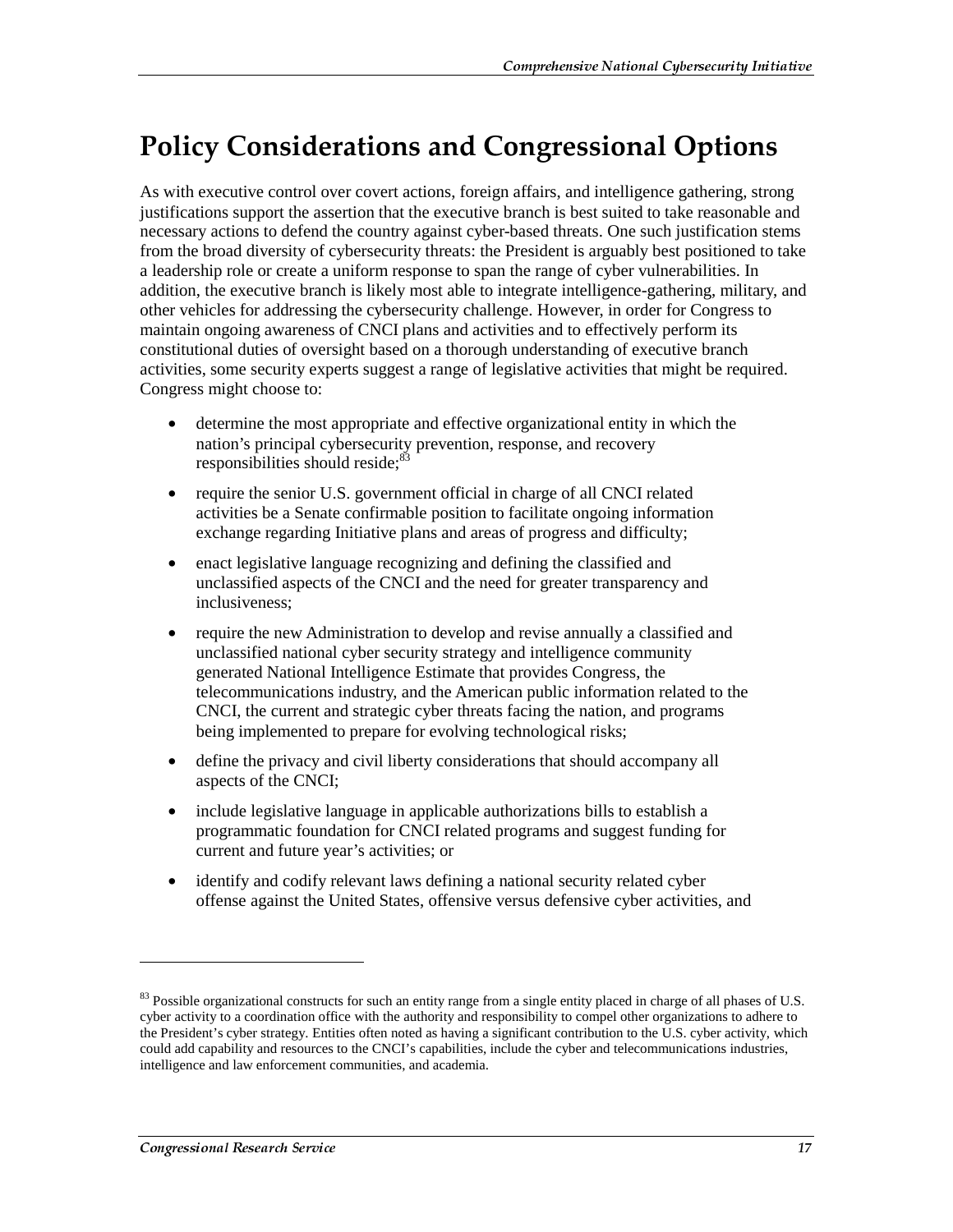# Policy Considerations and Congressional Options

As with executive control over covert actions, foreign affairs, and intelligence gathering, strong justifications support the assertion that the executive branch is best suited to take reasonable and necessary actions to defend the country against cyber-based threats. One such justification stems from the broad diversity of cybersecurity threats: the President is arguably best positioned to take a leadership role or create a uniform response to span the range of cyber vulnerabilities. In addition, the executive branch is likely most able to integrate intelligence-gathering, military, and other vehicles for addressing the cybersecurity challenge. However, in order for Congress to maintain ongoing awareness of CNCI plans and activities and to effectively perform its constitutional duties of oversight based on a thorough understanding of executive branch activities, some security experts suggest a range of legislative activities that might be required. Congress might choose to:

- determine the most appropriate and effective organizational entity in which the nation's principal cybersecurity prevention, response, and recovery responsibilities should reside;[83]
- require the senior U.S. government official in charge of all CNCI related activities be a Senate confirmable position to facilitate ongoing information exchange regarding Initiative plans and areas of progress and difficulty;
- enact legislative language recognizing and defining the classified and unclassified aspects of the CNCI and the need for greater transparency and inclusiveness;
- require the new Administration to develop and revise annually a classified and unclassified national cyber security strategy and intelligence community generated National Intelligence Estimate that provides Congress, the telecommunications industry, and the American public information related to the CNCI, the current and strategic cyber threats facing the nation, and programs being implemented to prepare for evolving technological risks;
- define the privacy and civil liberty considerations that should accompany all aspects of the CNCI;
- include legislative language in applicable authorizations bills to establish a programmatic foundation for CNCI related programs and suggest funding for current and future year's activities; or
- identify and codify relevant laws defining a national security related cyber offense against the United States, offensive versus defensive cyber activities, and

---

[83] Possible organizational constructs for such an entity range from a single entity placed in charge of all phases of U.S. cyber activity to a coordination office with the authority and responsibility to compel other organizations to adhere to the President's cyber strategy. Entities often noted as having a significant contribution to the U.S. cyber activity, which could add capability and resources to the CNCI's capabilities, include the cyber and telecommunications industries, intelligence and law enforcement communities, and academia.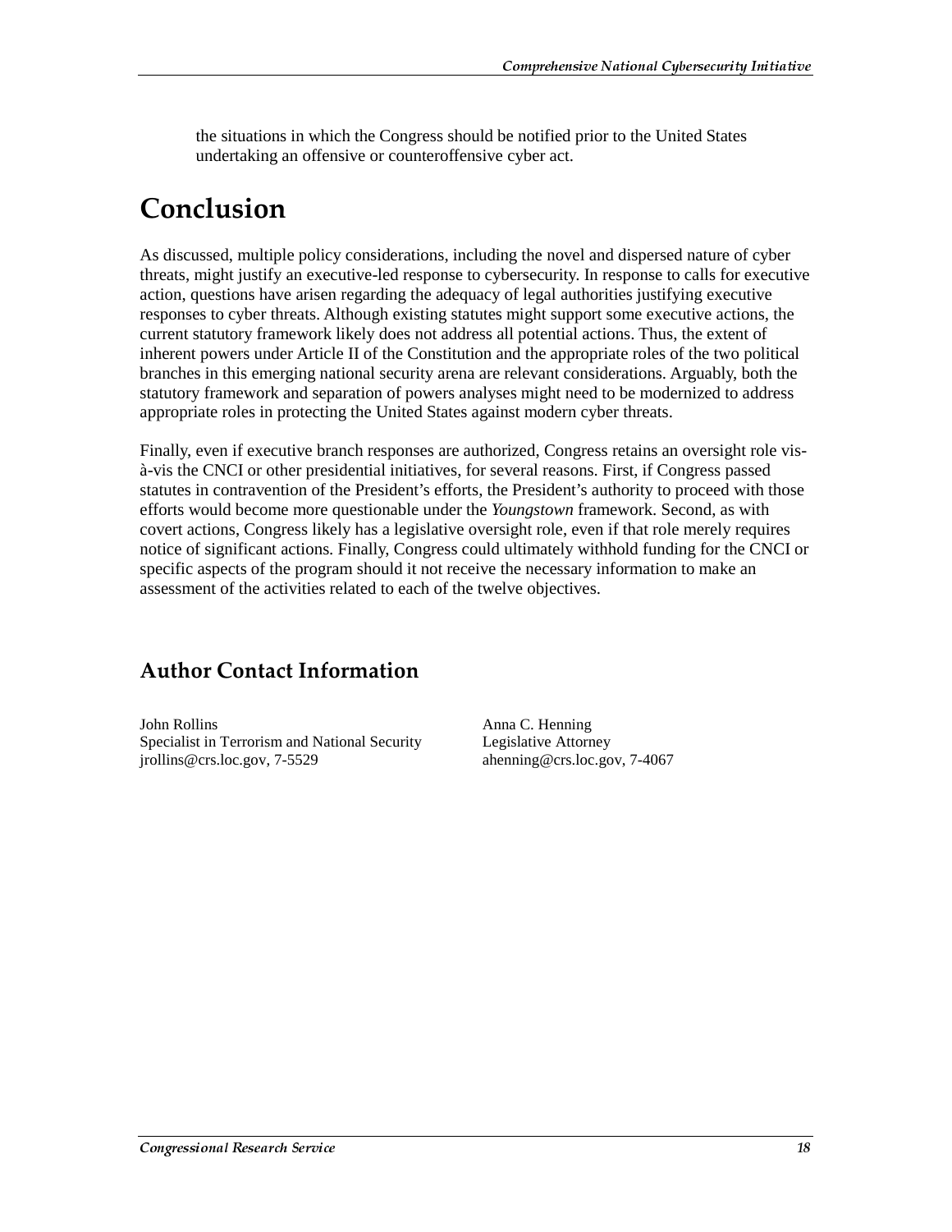the situations in which the Congress should be notified prior to the United States undertaking an offensive or counteroffensive cyber act.

# Conclusion

As discussed, multiple policy considerations, including the novel and dispersed nature of cyber threats, might justify an executive-led response to cybersecurity. In response to calls for executive action, questions have arisen regarding the adequacy of legal authorities justifying executive responses to cyber threats. Although existing statutes might support some executive actions, the current statutory framework likely does not address all potential actions. Thus, the extent of inherent powers under Article II of the Constitution and the appropriate roles of the two political branches in this emerging national security arena are relevant considerations. Arguably, both the statutory framework and separation of powers analyses might need to be modernized to address appropriate roles in protecting the United States against modern cyber threats.

Finally, even if executive branch responses are authorized, Congress retains an oversight role vis-à-vis the CNCI or other presidential initiatives, for several reasons. First, if Congress passed statutes in contravention of the President's efforts, the President's authority to proceed with those efforts would become more questionable under the *Youngstown* framework. Second, as with covert actions, Congress likely has a legislative oversight role, even if that role merely requires notice of significant actions. Finally, Congress could ultimately withhold funding for the CNCI or specific aspects of the program should it not receive the necessary information to make an assessment of the activities related to each of the twelve objectives.

## Author Contact Information

John Rollins
Specialist in Terrorism and National Security
jrollins@crs.loc.gov, 7-5529

Anna C. Henning
Legislative Attorney
ahenning@crs.loc.gov, 7-4067